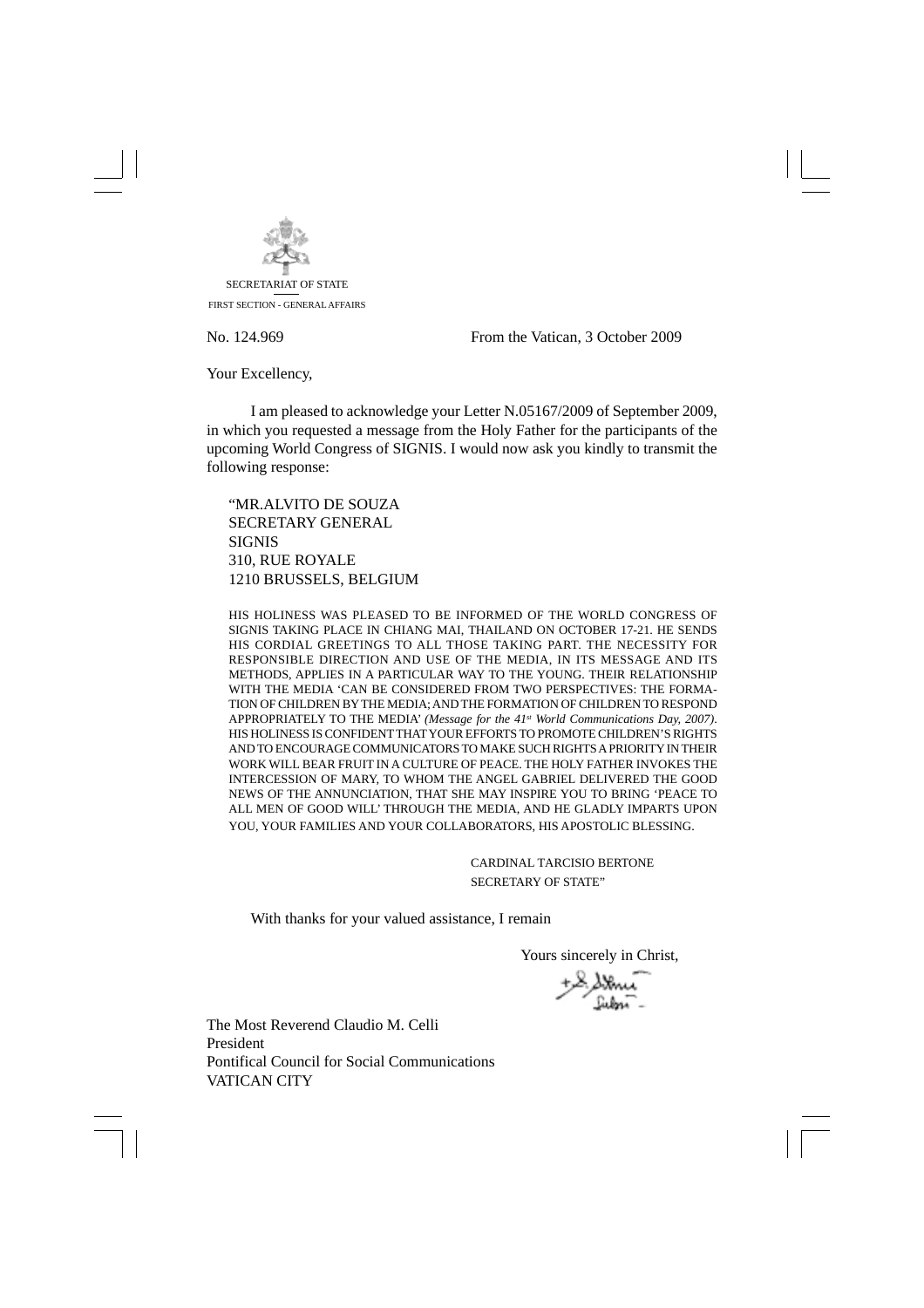SECRETARIAT OF STATE

FIRST SECTION - GENERAL AFFAIRS

No. 124.969 From the Vatican, 3 October 2009

Your Excellency,

I am pleased to acknowledge your Letter N.05167/2009 of September 2009, in which you requested a message from the Holy Father for the participants of the upcoming World Congress of SIGNIS. I would now ask you kindly to transmit the following response:

"MR.ALVITO DE SOUZA
SECRETARY GENERAL
SIGNIS
310, RUE ROYALE
1210 BRUSSELS, BELGIUM

HIS HOLINESS WAS PLEASED TO BE INFORMED OF THE WORLD CONGRESS OF SIGNIS TAKING PLACE IN CHIANG MAI, THAILAND ON OCTOBER 17-21. HE SENDS HIS CORDIAL GREETINGS TO ALL THOSE TAKING PART. THE NECESSITY FOR RESPONSIBLE DIRECTION AND USE OF THE MEDIA, IN ITS MESSAGE AND ITS METHODS, APPLIES IN A PARTICULAR WAY TO THE YOUNG. THEIR RELATIONSHIP WITH THE MEDIA 'CAN BE CONSIDERED FROM TWO PERSPECTIVES: THE FORMATION OF CHILDREN BY THE MEDIA; AND THE FORMATION OF CHILDREN TO RESPOND APPROPRIATELY TO THE MEDIA' *(Message for the 41st World Communications Day, 2007)*. HIS HOLINESS IS CONFIDENT THAT YOUR EFFORTS TO PROMOTE CHILDREN'S RIGHTS AND TO ENCOURAGE COMMUNICATORS TO MAKE SUCH RIGHTS A PRIORITY IN THEIR WORK WILL BEAR FRUIT IN A CULTURE OF PEACE. THE HOLY FATHER INVOKES THE INTERCESSION OF MARY, TO WHOM THE ANGEL GABRIEL DELIVERED THE GOOD NEWS OF THE ANNUNCIATION, THAT SHE MAY INSPIRE YOU TO BRING 'PEACE TO ALL MEN OF GOOD WILL' THROUGH THE MEDIA, AND HE GLADLY IMPARTS UPON YOU, YOUR FAMILIES AND YOUR COLLABORATORS, HIS APOSTOLIC BLESSING.

CARDINAL TARCISIO BERTONE
SECRETARY OF STATE"

With thanks for your valued assistance, I remain

Yours sincerely in Christ,

The Most Reverend Claudio M. Celli
President
Pontifical Council for Social Communications
VATICAN CITY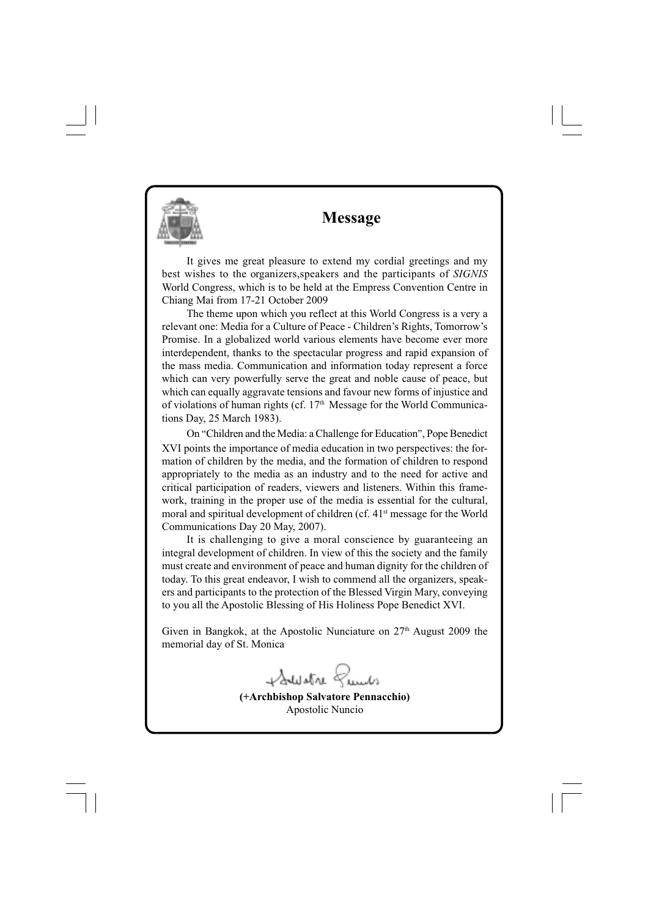# Message

It gives me great pleasure to extend my cordial greetings and my best wishes to the organizers,speakers and the participants of *SIGNIS* World Congress, which is to be held at the Empress Convention Centre in Chiang Mai from 17-21 October 2009

The theme upon which you reflect at this World Congress is a very a relevant one: Media for a Culture of Peace - Children's Rights, Tomorrow's Promise. In a globalized world various elements have become ever more interdependent, thanks to the spectacular progress and rapid expansion of the mass media. Communication and information today represent a force which can very powerfully serve the great and noble cause of peace, but which can equally aggravate tensions and favour new forms of injustice and of violations of human rights (cf. 17th Message for the World Communications Day, 25 March 1983).

On "Children and the Media: a Challenge for Education", Pope Benedict XVI points the importance of media education in two perspectives: the formation of children by the media, and the formation of children to respond appropriately to the media as an industry and to the need for active and critical participation of readers, viewers and listeners. Within this framework, training in the proper use of the media is essential for the cultural, moral and spiritual development of children (cf. 41st message for the World Communications Day 20 May, 2007).

It is challenging to give a moral conscience by guaranteeing an integral development of children. In view of this the society and the family must create and environment of peace and human dignity for the children of today. To this great endeavor, I wish to commend all the organizers, speakers and participants to the protection of the Blessed Virgin Mary, conveying to you all the Apostolic Blessing of His Holiness Pope Benedict XVI.

Given in Bangkok, at the Apostolic Nunciature on 27th August 2009 the memorial day of St. Monica

**(+Archbishop Salvatore Pennacchio)**
Apostolic Nuncio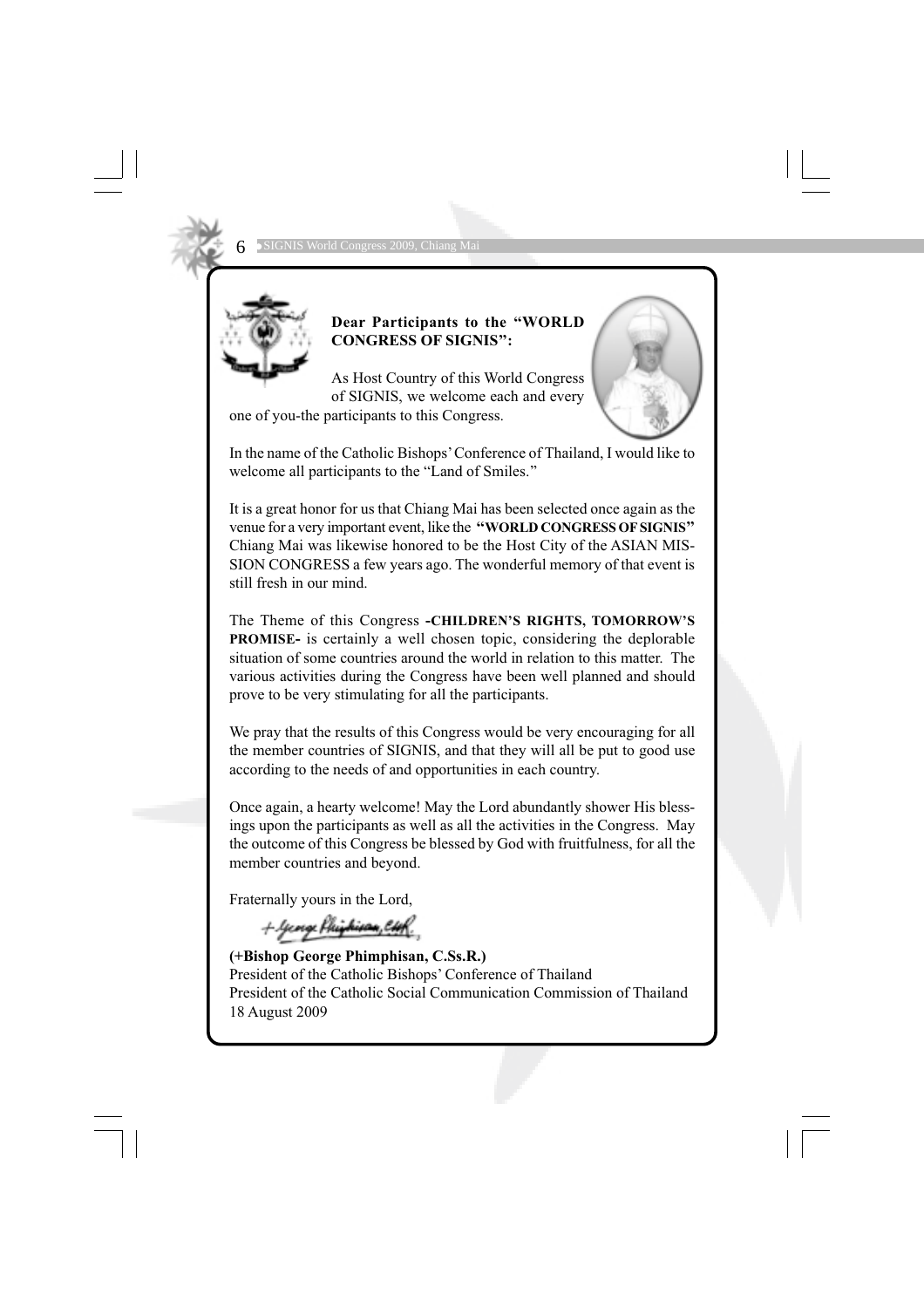**Dear Participants to the "WORLD CONGRESS OF SIGNIS":**

As Host Country of this World Congress of SIGNIS, we welcome each and every one of you-the participants to this Congress.

In the name of the Catholic Bishops' Conference of Thailand, I would like to welcome all participants to the "Land of Smiles."

It is a great honor for us that Chiang Mai has been selected once again as the venue for a very important event, like the **"WORLD CONGRESS OF SIGNIS"** Chiang Mai was likewise honored to be the Host City of the ASIAN MISSION CONGRESS a few years ago. The wonderful memory of that event is still fresh in our mind.

The Theme of this Congress **-CHILDREN'S RIGHTS, TOMORROW'S PROMISE-** is certainly a well chosen topic, considering the deplorable situation of some countries around the world in relation to this matter. The various activities during the Congress have been well planned and should prove to be very stimulating for all the participants.

We pray that the results of this Congress would be very encouraging for all the member countries of SIGNIS, and that they will all be put to good use according to the needs of and opportunities in each country.

Once again, a hearty welcome! May the Lord abundantly shower His blessings upon the participants as well as all the activities in the Congress. May the outcome of this Congress be blessed by God with fruitfulness, for all the member countries and beyond.

Fraternally yours in the Lord,

+George Phimphisan, CSsR.

**(+Bishop George Phimphisan, C.Ss.R.)**
President of the Catholic Bishops' Conference of Thailand
President of the Catholic Social Communication Commission of Thailand
18 August 2009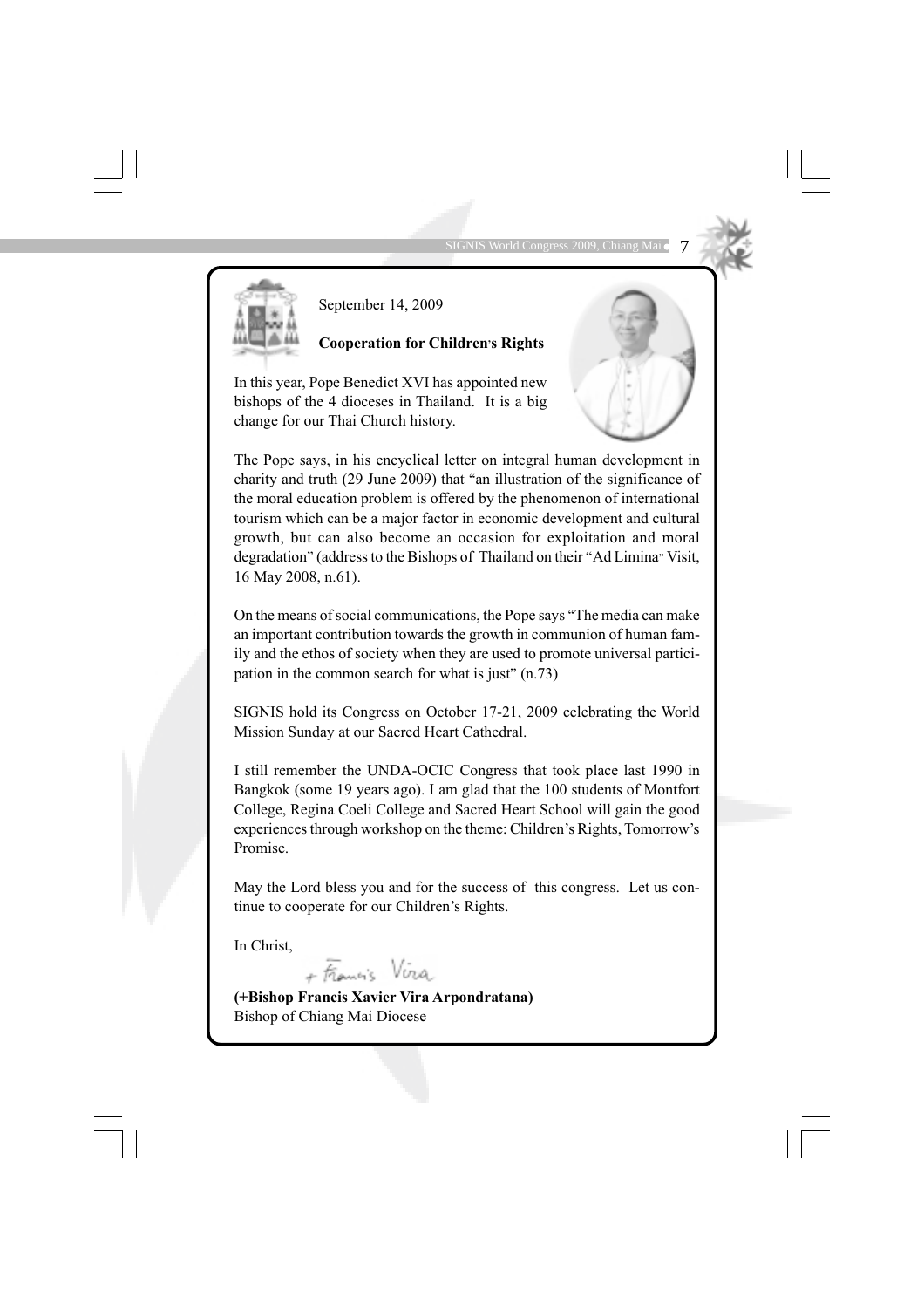September 14, 2009

**Cooperation for Children's Rights**

In this year, Pope Benedict XVI has appointed new bishops of the 4 dioceses in Thailand. It is a big change for our Thai Church history.

The Pope says, in his encyclical letter on integral human development in charity and truth (29 June 2009) that "an illustration of the significance of the moral education problem is offered by the phenomenon of international tourism which can be a major factor in economic development and cultural growth, but can also become an occasion for exploitation and moral degradation" (address to the Bishops of Thailand on their "Ad Limina" Visit, 16 May 2008, n.61).

On the means of social communications, the Pope says "The media can make an important contribution towards the growth in communion of human family and the ethos of society when they are used to promote universal participation in the common search for what is just" (n.73)

SIGNIS hold its Congress on October 17-21, 2009 celebrating the World Mission Sunday at our Sacred Heart Cathedral.

I still remember the UNDA-OCIC Congress that took place last 1990 in Bangkok (some 19 years ago). I am glad that the 100 students of Montfort College, Regina Coeli College and Sacred Heart School will gain the good experiences through workshop on the theme: Children's Rights, Tomorrow's Promise.

May the Lord bless you and for the success of this congress. Let us continue to cooperate for our Children's Rights.

In Christ,

+ Francis Vira

**(+Bishop Francis Xavier Vira Arpondratana)**
Bishop of Chiang Mai Diocese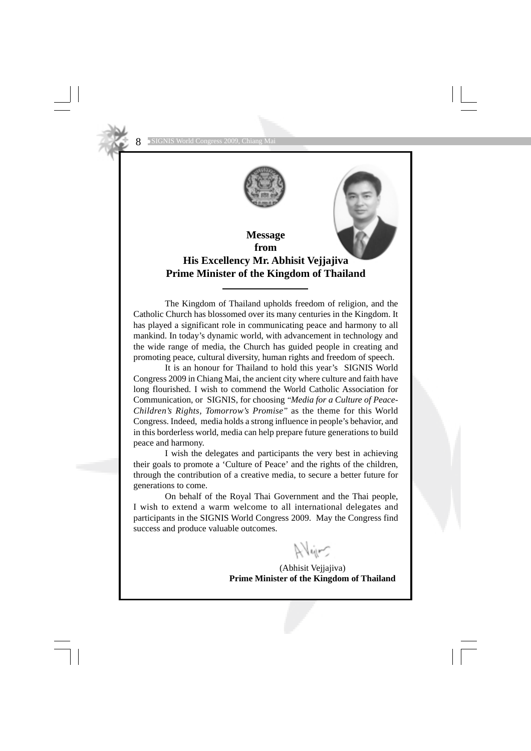# Message from His Excellency Mr. Abhisit Vejjajiva Prime Minister of the Kingdom of Thailand

The Kingdom of Thailand upholds freedom of religion, and the Catholic Church has blossomed over its many centuries in the Kingdom. It has played a significant role in communicating peace and harmony to all mankind. In today's dynamic world, with advancement in technology and the wide range of media, the Church has guided people in creating and promoting peace, cultural diversity, human rights and freedom of speech.

It is an honour for Thailand to hold this year's SIGNIS World Congress 2009 in Chiang Mai, the ancient city where culture and faith have long flourished. I wish to commend the World Catholic Association for Communication, or SIGNIS, for choosing *"Media for a Culture of Peace-Children's Rights, Tomorrow's Promise"* as the theme for this World Congress. Indeed, media holds a strong influence in people's behavior, and in this borderless world, media can help prepare future generations to build peace and harmony.

I wish the delegates and participants the very best in achieving their goals to promote a 'Culture of Peace' and the rights of the children, through the contribution of a creative media, to secure a better future for generations to come.

On behalf of the Royal Thai Government and the Thai people, I wish to extend a warm welcome to all international delegates and participants in the SIGNIS World Congress 2009. May the Congress find success and produce valuable outcomes.

(Abhisit Vejjajiva)
**Prime Minister of the Kingdom of Thailand**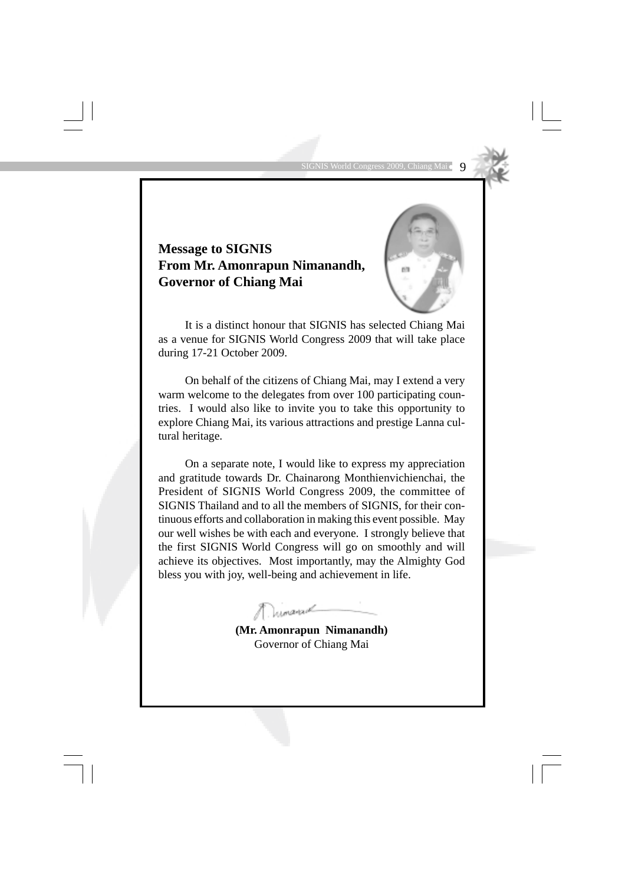## Message to SIGNIS
## From Mr. Amonrapun Nimanandh, Governor of Chiang Mai

It is a distinct honour that SIGNIS has selected Chiang Mai as a venue for SIGNIS World Congress 2009 that will take place during 17-21 October 2009.

On behalf of the citizens of Chiang Mai, may I extend a very warm welcome to the delegates from over 100 participating countries. I would also like to invite you to take this opportunity to explore Chiang Mai, its various attractions and prestige Lanna cultural heritage.

On a separate note, I would like to express my appreciation and gratitude towards Dr. Chainarong Monthienvichienchai, the President of SIGNIS World Congress 2009, the committee of SIGNIS Thailand and to all the members of SIGNIS, for their continuous efforts and collaboration in making this event possible. May our well wishes be with each and everyone. I strongly believe that the first SIGNIS World Congress will go on smoothly and will achieve its objectives. Most importantly, may the Almighty God bless you with joy, well-being and achievement in life.

**(Mr. Amonrapun Nimanandh)**
Governor of Chiang Mai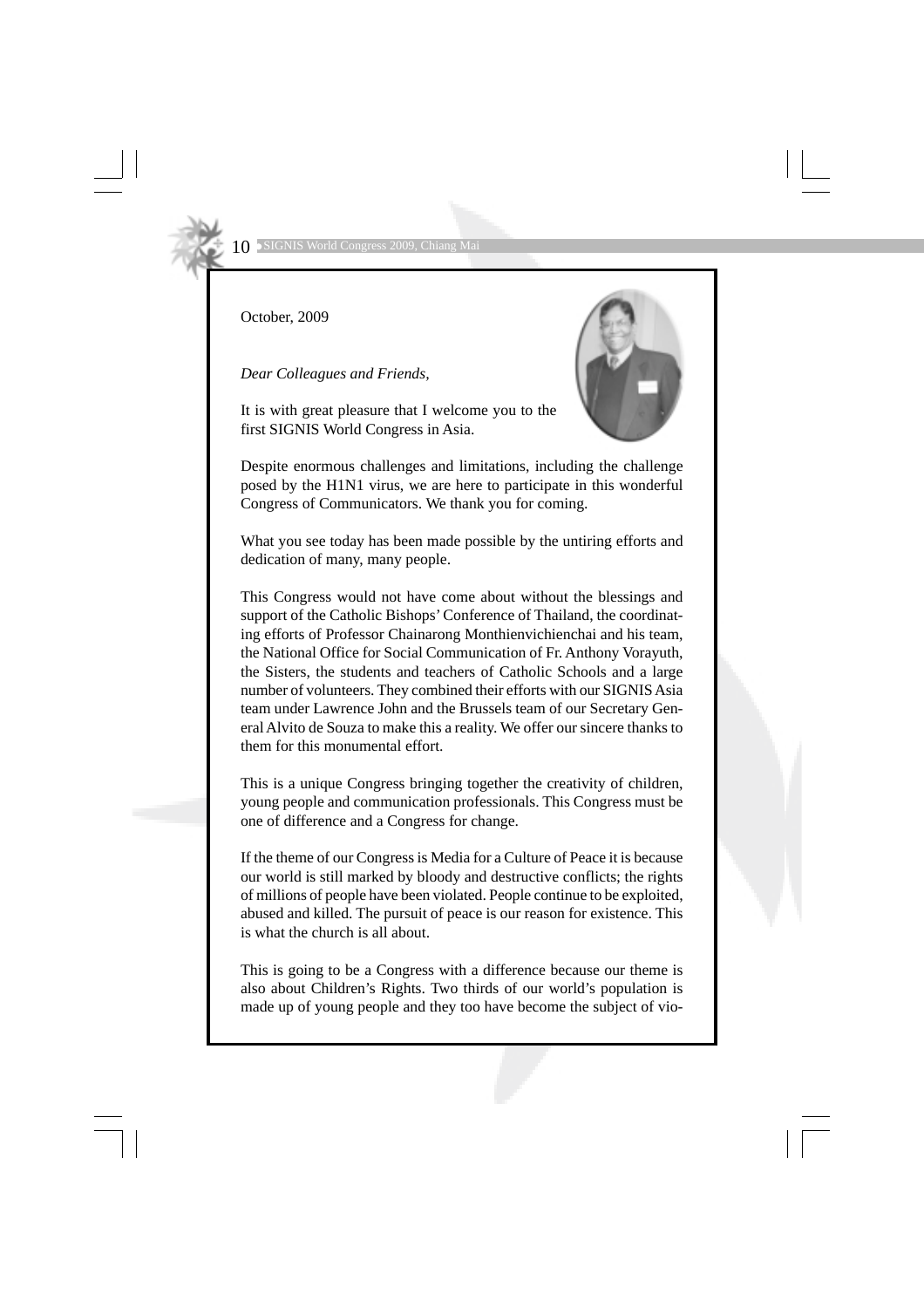October, 2009

*Dear Colleagues and Friends,*

It is with great pleasure that I welcome you to the first SIGNIS World Congress in Asia.

Despite enormous challenges and limitations, including the challenge posed by the H1N1 virus, we are here to participate in this wonderful Congress of Communicators. We thank you for coming.

What you see today has been made possible by the untiring efforts and dedication of many, many people.

This Congress would not have come about without the blessings and support of the Catholic Bishops' Conference of Thailand, the coordinating efforts of Professor Chainarong Monthienvichienchai and his team, the National Office for Social Communication of Fr. Anthony Vorayuth, the Sisters, the students and teachers of Catholic Schools and a large number of volunteers. They combined their efforts with our SIGNIS Asia team under Lawrence John and the Brussels team of our Secretary General Alvito de Souza to make this a reality. We offer our sincere thanks to them for this monumental effort.

This is a unique Congress bringing together the creativity of children, young people and communication professionals. This Congress must be one of difference and a Congress for change.

If the theme of our Congress is Media for a Culture of Peace it is because our world is still marked by bloody and destructive conflicts; the rights of millions of people have been violated. People continue to be exploited, abused and killed. The pursuit of peace is our reason for existence. This is what the church is all about.

This is going to be a Congress with a difference because our theme is also about Children's Rights. Two thirds of our world's population is made up of young people and they too have become the subject of vio-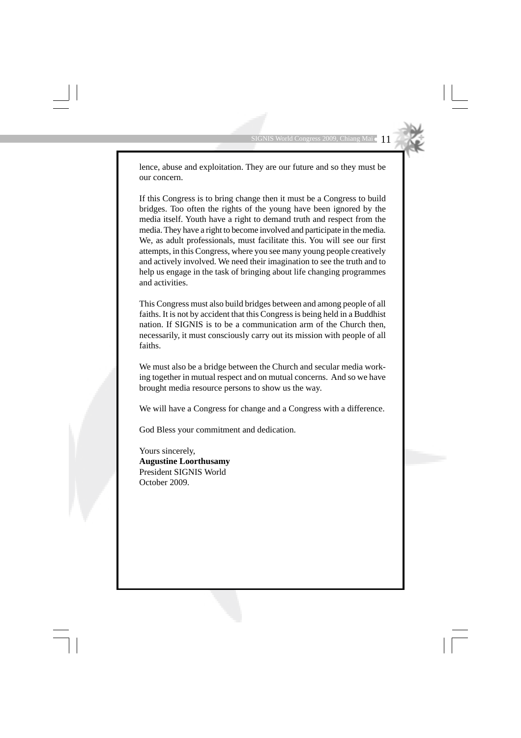lence, abuse and exploitation. They are our future and so they must be our concern.

If this Congress is to bring change then it must be a Congress to build bridges. Too often the rights of the young have been ignored by the media itself. Youth have a right to demand truth and respect from the media. They have a right to become involved and participate in the media. We, as adult professionals, must facilitate this. You will see our first attempts, in this Congress, where you see many young people creatively and actively involved. We need their imagination to see the truth and to help us engage in the task of bringing about life changing programmes and activities.

This Congress must also build bridges between and among people of all faiths. It is not by accident that this Congress is being held in a Buddhist nation. If SIGNIS is to be a communication arm of the Church then, necessarily, it must consciously carry out its mission with people of all faiths.

We must also be a bridge between the Church and secular media working together in mutual respect and on mutual concerns. And so we have brought media resource persons to show us the way.

We will have a Congress for change and a Congress with a difference.

God Bless your commitment and dedication.

Yours sincerely,
**Augustine Loorthusamy**
President SIGNIS World
October 2009.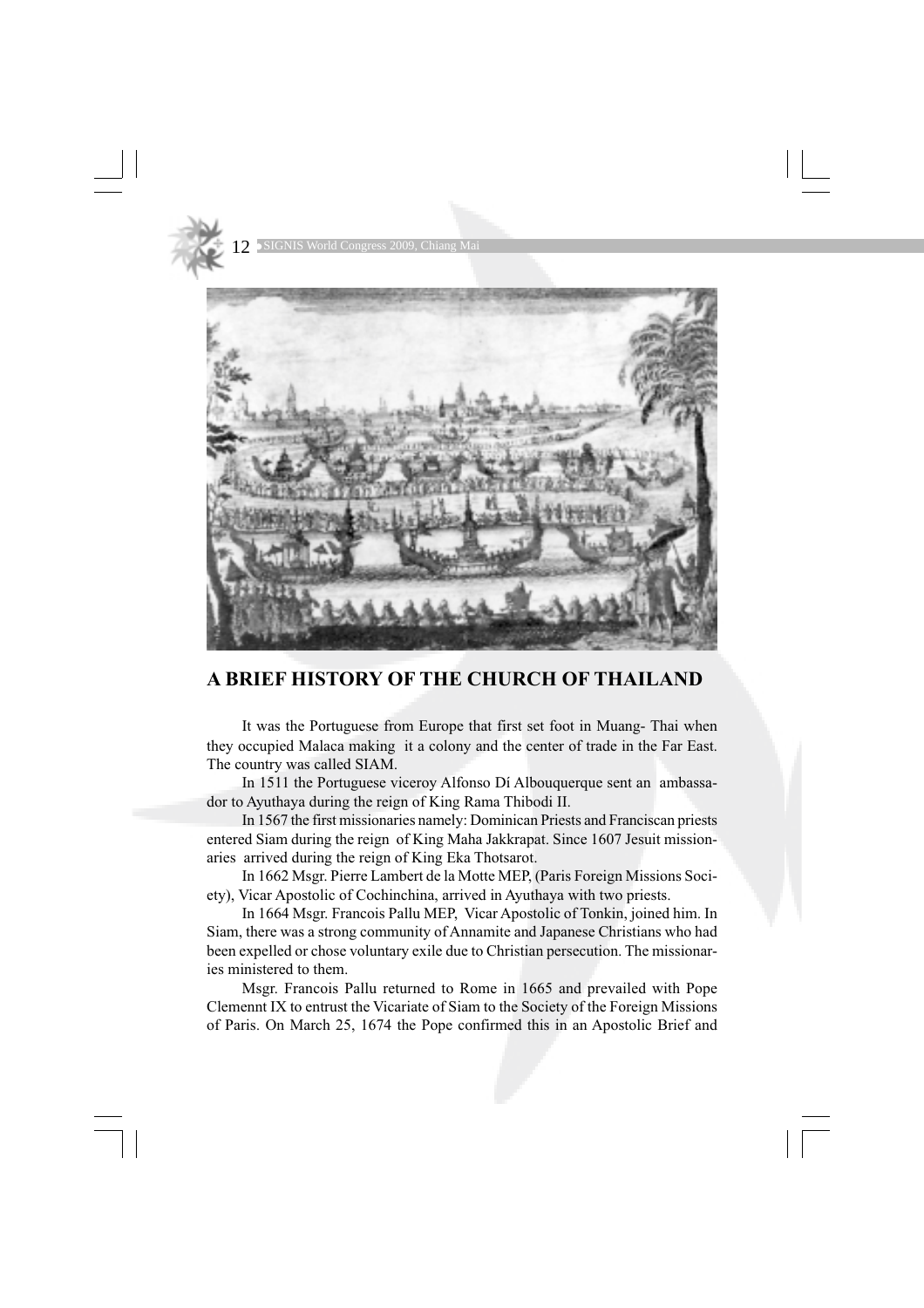# A BRIEF HISTORY OF THE CHURCH OF THAILAND

It was the Portuguese from Europe that first set foot in Muang- Thai when they occupied Malaca making it a colony and the center of trade in the Far East. The country was called SIAM.

In 1511 the Portuguese viceroy Alfonso Dí Albouquerque sent an ambassador to Ayuthaya during the reign of King Rama Thibodi II.

In 1567 the first missionaries namely: Dominican Priests and Franciscan priests entered Siam during the reign of King Maha Jakkrapat. Since 1607 Jesuit missionaries arrived during the reign of King Eka Thotsarot.

In 1662 Msgr. Pierre Lambert de la Motte MEP, (Paris Foreign Missions Society), Vicar Apostolic of Cochinchina, arrived in Ayuthaya with two priests.

In 1664 Msgr. Francois Pallu MEP, Vicar Apostolic of Tonkin, joined him. In Siam, there was a strong community of Annamite and Japanese Christians who had been expelled or chose voluntary exile due to Christian persecution. The missionaries ministered to them.

Msgr. Francois Pallu returned to Rome in 1665 and prevailed with Pope Clemennt IX to entrust the Vicariate of Siam to the Society of the Foreign Missions of Paris. On March 25, 1674 the Pope confirmed this in an Apostolic Brief and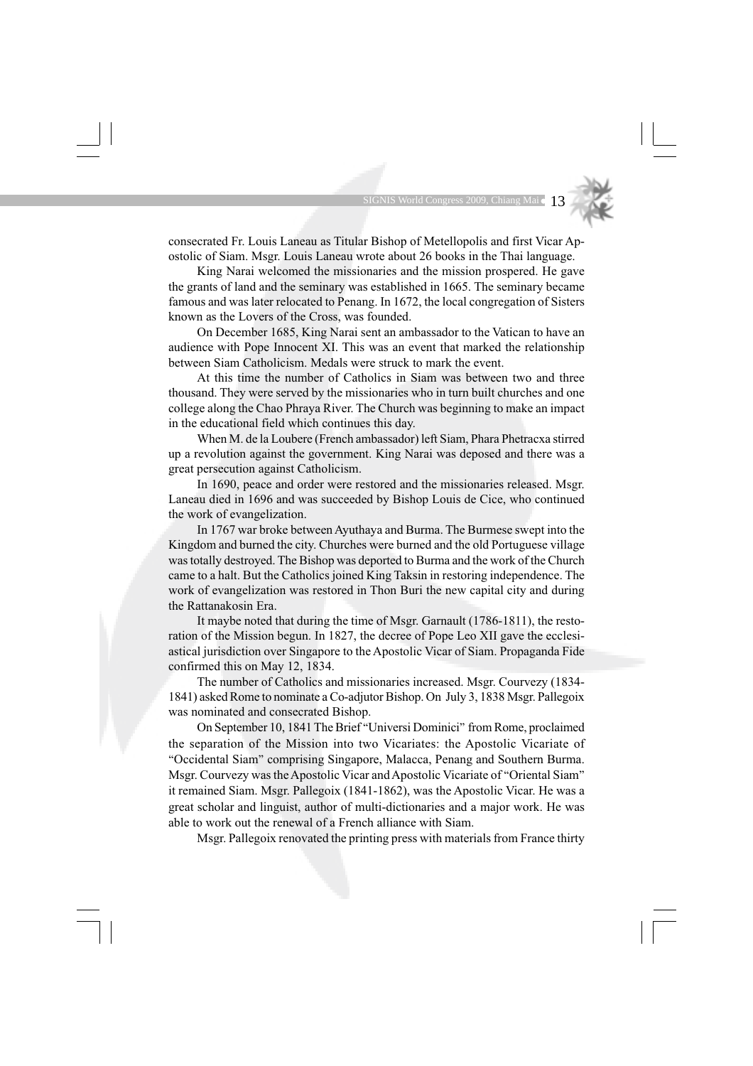consecrated Fr. Louis Laneau as Titular Bishop of Metellopolis and first Vicar Apostolic of Siam. Msgr. Louis Laneau wrote about 26 books in the Thai language.

King Narai welcomed the missionaries and the mission prospered. He gave the grants of land and the seminary was established in 1665. The seminary became famous and was later relocated to Penang. In 1672, the local congregation of Sisters known as the Lovers of the Cross, was founded.

On December 1685, King Narai sent an ambassador to the Vatican to have an audience with Pope Innocent XI. This was an event that marked the relationship between Siam Catholicism. Medals were struck to mark the event.

At this time the number of Catholics in Siam was between two and three thousand. They were served by the missionaries who in turn built churches and one college along the Chao Phraya River. The Church was beginning to make an impact in the educational field which continues this day.

When M. de la Loubere (French ambassador) left Siam, Phara Phetracxa stirred up a revolution against the government. King Narai was deposed and there was a great persecution against Catholicism.

In 1690, peace and order were restored and the missionaries released. Msgr. Laneau died in 1696 and was succeeded by Bishop Louis de Cice, who continued the work of evangelization.

In 1767 war broke between Ayuthaya and Burma. The Burmese swept into the Kingdom and burned the city. Churches were burned and the old Portuguese village was totally destroyed. The Bishop was deported to Burma and the work of the Church came to a halt. But the Catholics joined King Taksin in restoring independence. The work of evangelization was restored in Thon Buri the new capital city and during the Rattanakosin Era.

It maybe noted that during the time of Msgr. Garnault (1786-1811), the restoration of the Mission begun. In 1827, the decree of Pope Leo XII gave the ecclesiastical jurisdiction over Singapore to the Apostolic Vicar of Siam. Propaganda Fide confirmed this on May 12, 1834.

The number of Catholics and missionaries increased. Msgr. Courvezy (1834-1841) asked Rome to nominate a Co-adjutor Bishop. On July 3, 1838 Msgr. Pallegoix was nominated and consecrated Bishop.

On September 10, 1841 The Brief "Universi Dominici" from Rome, proclaimed the separation of the Mission into two Vicariates: the Apostolic Vicariate of "Occidental Siam" comprising Singapore, Malacca, Penang and Southern Burma. Msgr. Courvezy was the Apostolic Vicar and Apostolic Vicariate of "Oriental Siam" it remained Siam. Msgr. Pallegoix (1841-1862), was the Apostolic Vicar. He was a great scholar and linguist, author of multi-dictionaries and a major work. He was able to work out the renewal of a French alliance with Siam.

Msgr. Pallegoix renovated the printing press with materials from France thirty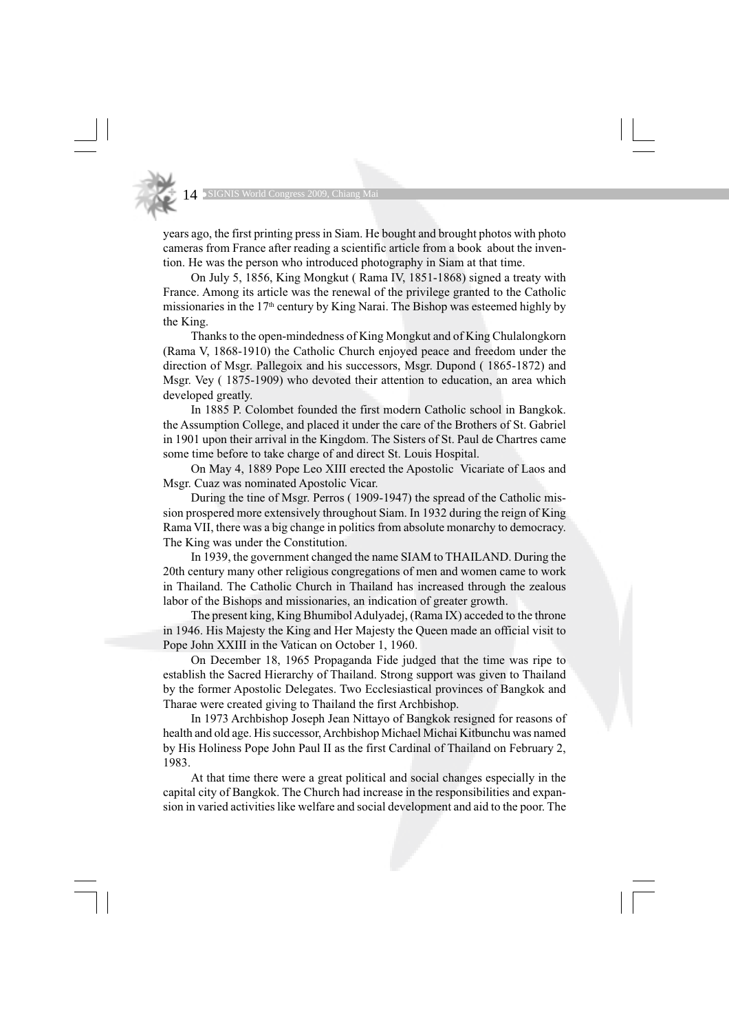years ago, the first printing press in Siam. He bought and brought photos with photo cameras from France after reading a scientific article from a book about the invention. He was the person who introduced photography in Siam at that time.

On July 5, 1856, King Mongkut ( Rama IV, 1851-1868) signed a treaty with France. Among its article was the renewal of the privilege granted to the Catholic missionaries in the 17th century by King Narai. The Bishop was esteemed highly by the King.

Thanks to the open-mindedness of King Mongkut and of King Chulalongkorn (Rama V, 1868-1910) the Catholic Church enjoyed peace and freedom under the direction of Msgr. Pallegoix and his successors, Msgr. Dupond ( 1865-1872) and Msgr. Vey ( 1875-1909) who devoted their attention to education, an area which developed greatly.

In 1885 P. Colombet founded the first modern Catholic school in Bangkok. the Assumption College, and placed it under the care of the Brothers of St. Gabriel in 1901 upon their arrival in the Kingdom. The Sisters of St. Paul de Chartres came some time before to take charge of and direct St. Louis Hospital.

On May 4, 1889 Pope Leo XIII erected the Apostolic Vicariate of Laos and Msgr. Cuaz was nominated Apostolic Vicar.

During the tine of Msgr. Perros ( 1909-1947) the spread of the Catholic mission prospered more extensively throughout Siam. In 1932 during the reign of King Rama VII, there was a big change in politics from absolute monarchy to democracy. The King was under the Constitution.

In 1939, the government changed the name SIAM to THAILAND. During the 20th century many other religious congregations of men and women came to work in Thailand. The Catholic Church in Thailand has increased through the zealous labor of the Bishops and missionaries, an indication of greater growth.

The present king, King Bhumibol Adulyadej, (Rama IX) acceded to the throne in 1946. His Majesty the King and Her Majesty the Queen made an official visit to Pope John XXIII in the Vatican on October 1, 1960.

On December 18, 1965 Propaganda Fide judged that the time was ripe to establish the Sacred Hierarchy of Thailand. Strong support was given to Thailand by the former Apostolic Delegates. Two Ecclesiastical provinces of Bangkok and Tharae were created giving to Thailand the first Archbishop.

In 1973 Archbishop Joseph Jean Nittayo of Bangkok resigned for reasons of health and old age. His successor, Archbishop Michael Michai Kitbunchu was named by His Holiness Pope John Paul II as the first Cardinal of Thailand on February 2, 1983.

At that time there were a great political and social changes especially in the capital city of Bangkok. The Church had increase in the responsibilities and expansion in varied activities like welfare and social development and aid to the poor. The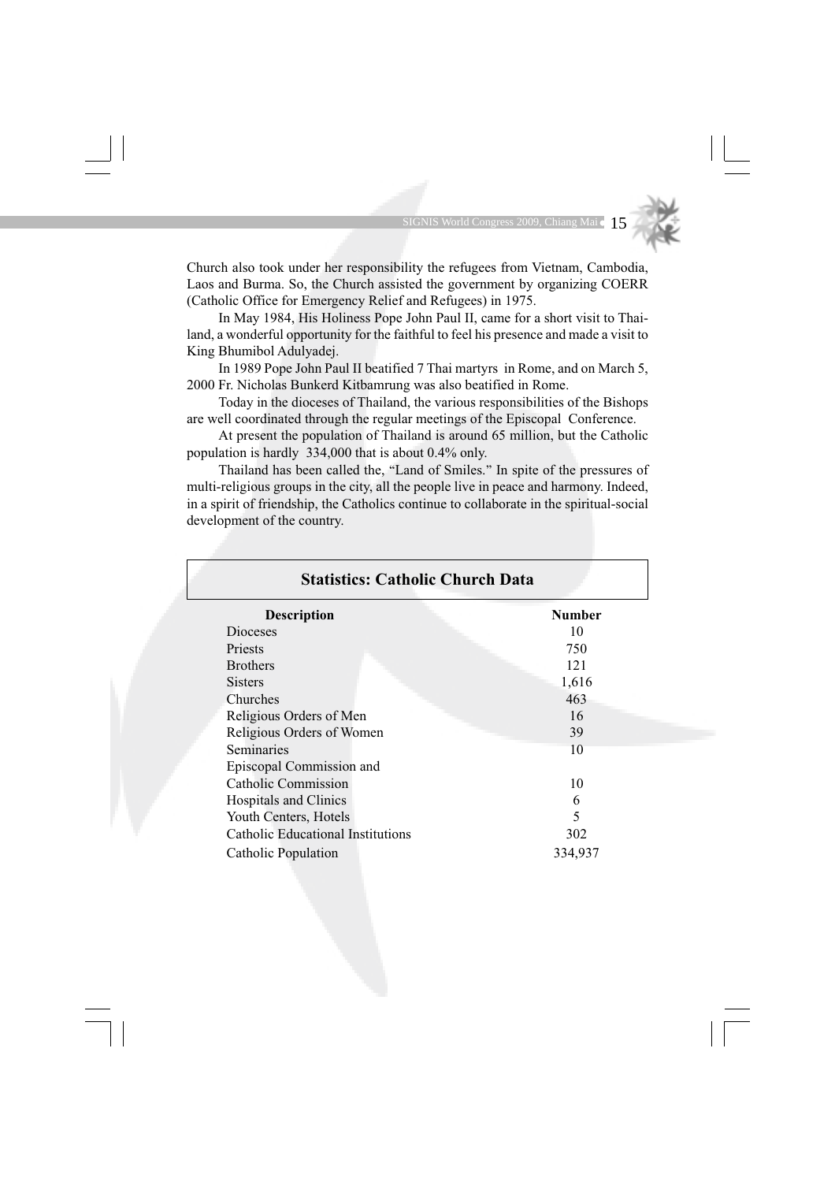Church also took under her responsibility the refugees from Vietnam, Cambodia, Laos and Burma. So, the Church assisted the government by organizing COERR (Catholic Office for Emergency Relief and Refugees) in 1975.

In May 1984, His Holiness Pope John Paul II, came for a short visit to Thailand, a wonderful opportunity for the faithful to feel his presence and made a visit to King Bhumibol Adulyadej.

In 1989 Pope John Paul II beatified 7 Thai martyrs in Rome, and on March 5, 2000 Fr. Nicholas Bunkerd Kitbamrung was also beatified in Rome.

Today in the dioceses of Thailand, the various responsibilities of the Bishops are well coordinated through the regular meetings of the Episcopal Conference.

At present the population of Thailand is around 65 million, but the Catholic population is hardly 334,000 that is about 0.4% only.

Thailand has been called the, "Land of Smiles." In spite of the pressures of multi-religious groups in the city, all the people live in peace and harmony. Indeed, in a spirit of friendship, the Catholics continue to collaborate in the spiritual-social development of the country.

## Statistics: Catholic Church Data

| Description | Number |
|---|---|
| Dioceses | 10 |
| Priests | 750 |
| Brothers | 121 |
| Sisters | 1,616 |
| Churches | 463 |
| Religious Orders of Men | 16 |
| Religious Orders of Women | 39 |
| Seminaries | 10 |
| Episcopal Commission and Catholic Commission | 10 |
| Hospitals and Clinics | 6 |
| Youth Centers, Hotels | 5 |
| Catholic Educational Institutions | 302 |
| Catholic Population | 334,937 |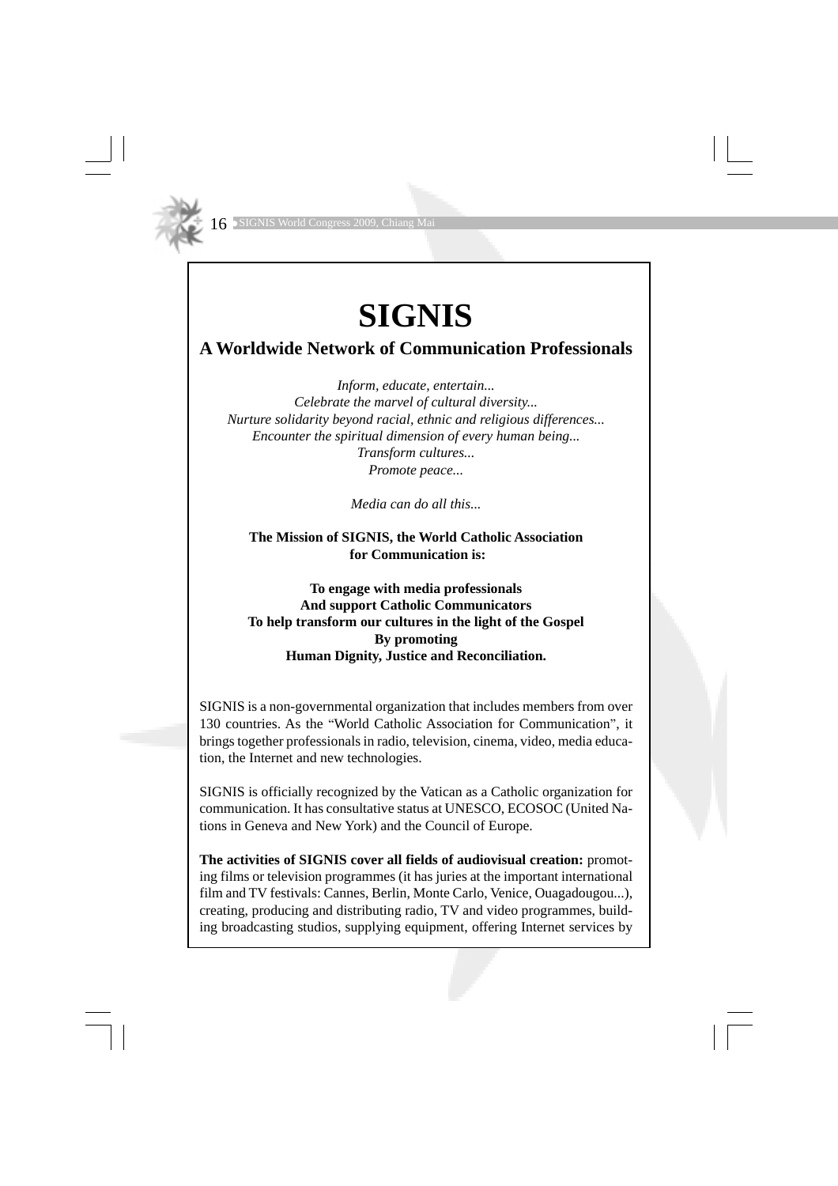# SIGNIS

## A Worldwide Network of Communication Professionals

*Inform, educate, entertain...*
*Celebrate the marvel of cultural diversity...*
*Nurture solidarity beyond racial, ethnic and religious differences...*
*Encounter the spiritual dimension of every human being...*
*Transform cultures...*
*Promote peace...*

*Media can do all this...*

**The Mission of SIGNIS, the World Catholic Association for Communication is:**

**To engage with media professionals**
**And support Catholic Communicators**
**To help transform our cultures in the light of the Gospel**
**By promoting**
**Human Dignity, Justice and Reconciliation.**

SIGNIS is a non-governmental organization that includes members from over 130 countries. As the "World Catholic Association for Communication", it brings together professionals in radio, television, cinema, video, media education, the Internet and new technologies.

SIGNIS is officially recognized by the Vatican as a Catholic organization for communication. It has consultative status at UNESCO, ECOSOC (United Nations in Geneva and New York) and the Council of Europe.

**The activities of SIGNIS cover all fields of audiovisual creation:** promoting films or television programmes (it has juries at the important international film and TV festivals: Cannes, Berlin, Monte Carlo, Venice, Ouagadougou...), creating, producing and distributing radio, TV and video programmes, building broadcasting studios, supplying equipment, offering Internet services by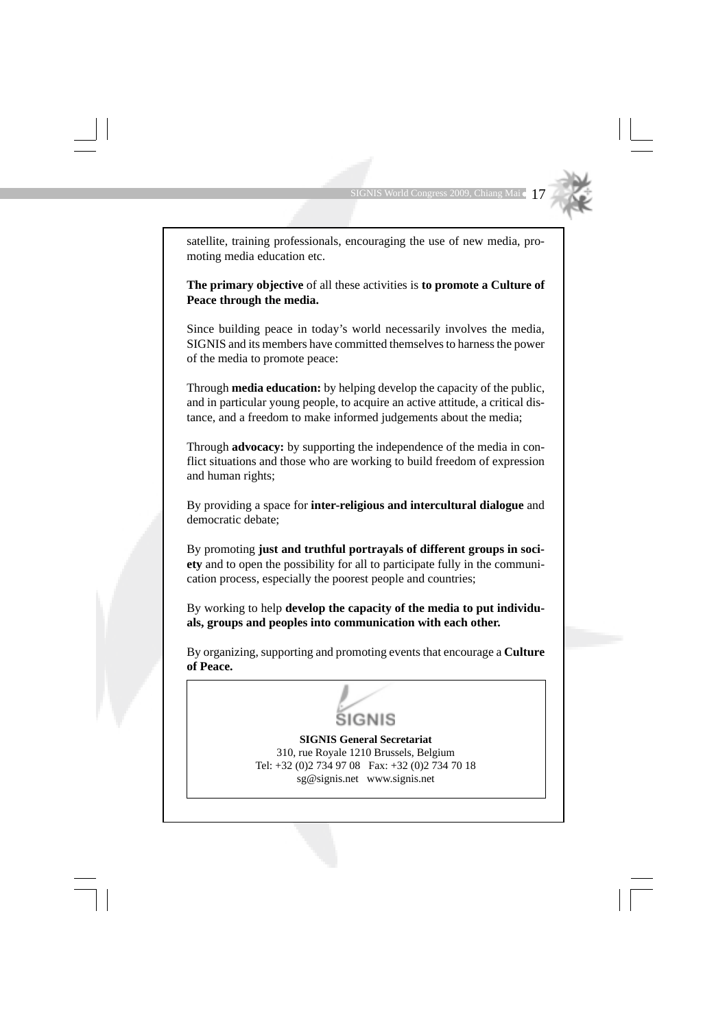satellite, training professionals, encouraging the use of new media, promoting media education etc.

**The primary objective** of all these activities is **to promote a Culture of Peace through the media.**

Since building peace in today's world necessarily involves the media, SIGNIS and its members have committed themselves to harness the power of the media to promote peace:

Through **media education:** by helping develop the capacity of the public, and in particular young people, to acquire an active attitude, a critical distance, and a freedom to make informed judgements about the media;

Through **advocacy:** by supporting the independence of the media in conflict situations and those who are working to build freedom of expression and human rights;

By providing a space for **inter-religious and intercultural dialogue** and democratic debate;

By promoting **just and truthful portrayals of different groups in society** and to open the possibility for all to participate fully in the communication process, especially the poorest people and countries;

By working to help **develop the capacity of the media to put individuals, groups and peoples into communication with each other.**

By organizing, supporting and promoting events that encourage a **Culture of Peace.**

SIGNIS

**SIGNIS General Secretariat**
310, rue Royale 1210 Brussels, Belgium
Tel: +32 (0)2 734 97 08 Fax: +32 (0)2 734 70 18
sg@signis.net www.signis.net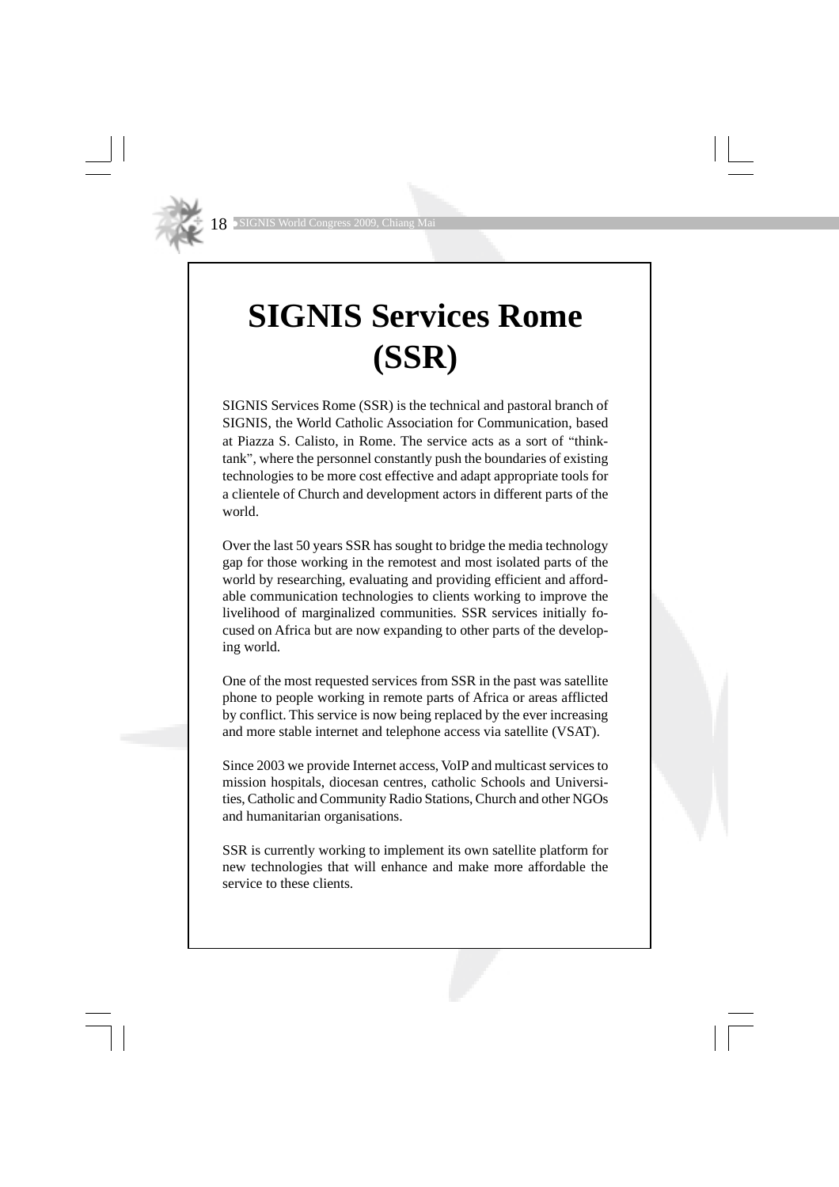# SIGNIS Services Rome (SSR)

SIGNIS Services Rome (SSR) is the technical and pastoral branch of SIGNIS, the World Catholic Association for Communication, based at Piazza S. Calisto, in Rome. The service acts as a sort of "think-tank", where the personnel constantly push the boundaries of existing technologies to be more cost effective and adapt appropriate tools for a clientele of Church and development actors in different parts of the world.

Over the last 50 years SSR has sought to bridge the media technology gap for those working in the remotest and most isolated parts of the world by researching, evaluating and providing efficient and affordable communication technologies to clients working to improve the livelihood of marginalized communities. SSR services initially focused on Africa but are now expanding to other parts of the developing world.

One of the most requested services from SSR in the past was satellite phone to people working in remote parts of Africa or areas afflicted by conflict. This service is now being replaced by the ever increasing and more stable internet and telephone access via satellite (VSAT).

Since 2003 we provide Internet access, VoIP and multicast services to mission hospitals, diocesan centres, catholic Schools and Universities, Catholic and Community Radio Stations, Church and other NGOs and humanitarian organisations.

SSR is currently working to implement its own satellite platform for new technologies that will enhance and make more affordable the service to these clients.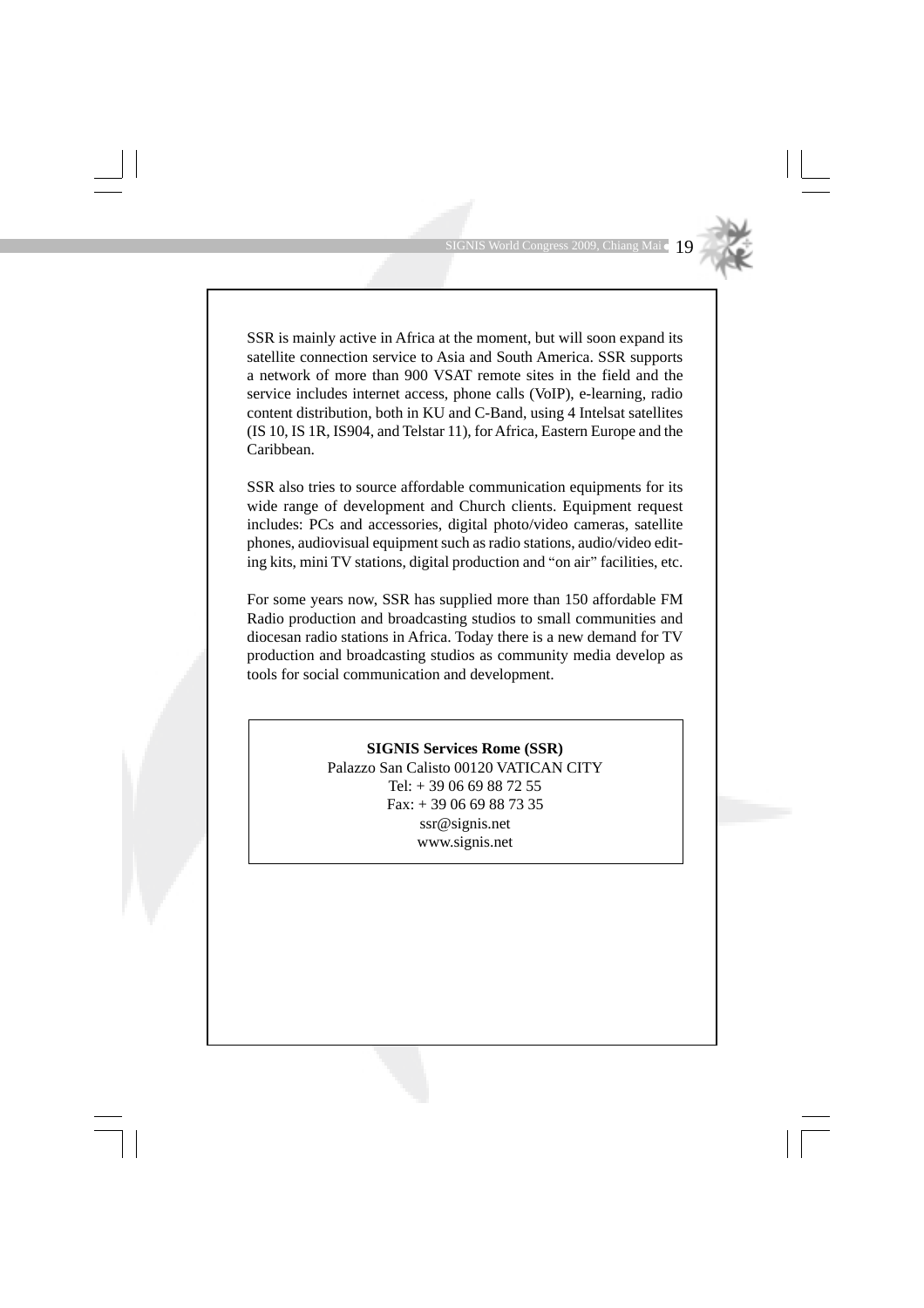SSR is mainly active in Africa at the moment, but will soon expand its satellite connection service to Asia and South America. SSR supports a network of more than 900 VSAT remote sites in the field and the service includes internet access, phone calls (VoIP), e-learning, radio content distribution, both in KU and C-Band, using 4 Intelsat satellites (IS 10, IS 1R, IS904, and Telstar 11), for Africa, Eastern Europe and the Caribbean.

SSR also tries to source affordable communication equipments for its wide range of development and Church clients. Equipment request includes: PCs and accessories, digital photo/video cameras, satellite phones, audiovisual equipment such as radio stations, audio/video editing kits, mini TV stations, digital production and "on air" facilities, etc.

For some years now, SSR has supplied more than 150 affordable FM Radio production and broadcasting studios to small communities and diocesan radio stations in Africa. Today there is a new demand for TV production and broadcasting studios as community media develop as tools for social communication and development.

**SIGNIS Services Rome (SSR)**
Palazzo San Calisto 00120 VATICAN CITY
Tel: + 39 06 69 88 72 55
Fax: + 39 06 69 88 73 35
ssr@signis.net
www.signis.net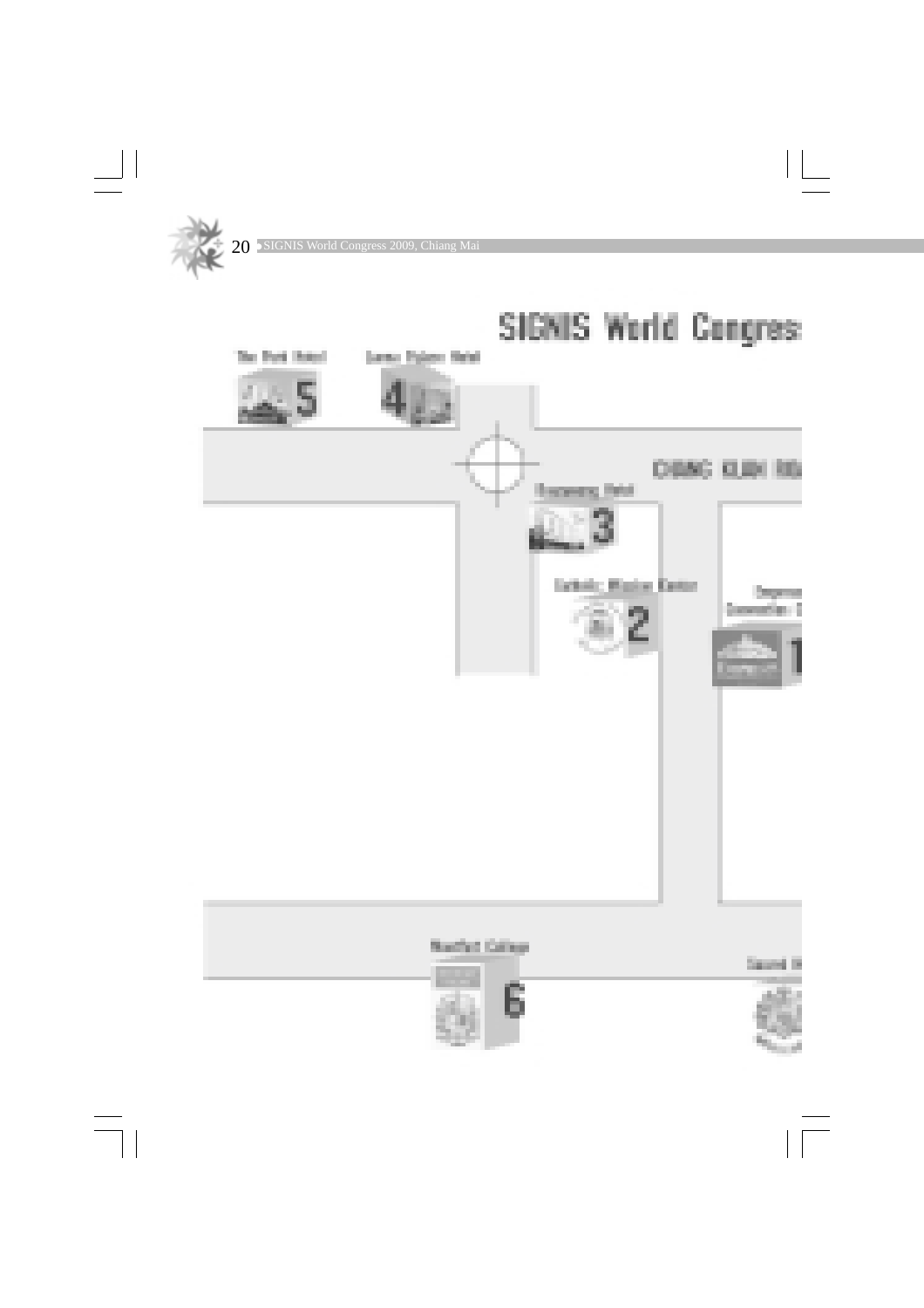# SIGNIS World Congres

The Park Hotel

Lanna Palace Hotel

5

4

CHANG KLAN ROA

Empress Hotel

3

Catholic Mission Center

2

Empress Convention C

1

Montfort College

6

Sacred H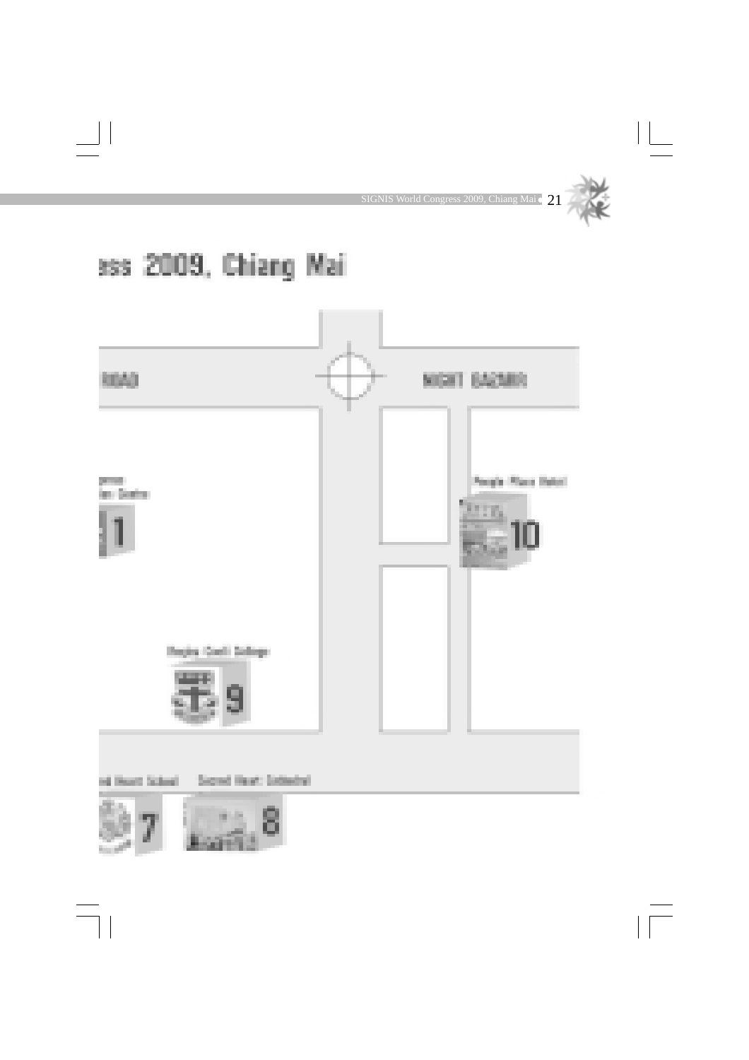# ess 2009, Chiang Mai

ROAD

NIGHT BAZAAR

1

People Place Hotel

10

Regina Coeli College

9

ed Heart School

7

Sacred Heart Cathedral

8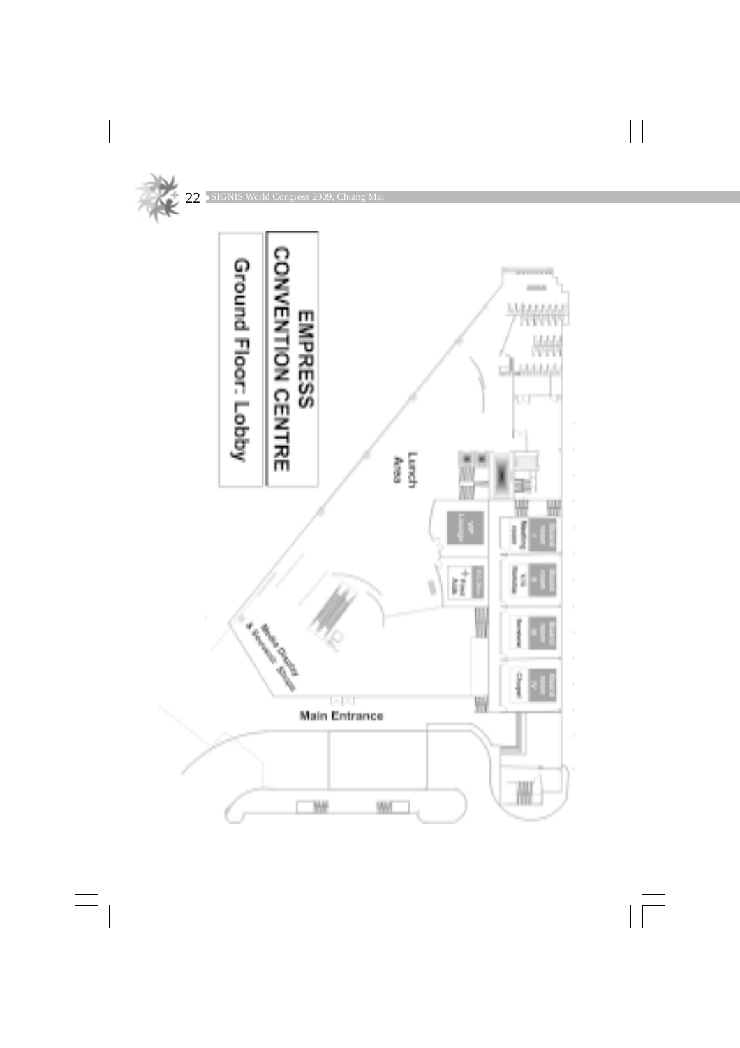# EMPRESS CONVENTION CENTRE

## Ground Floor: Lobby

Lunch Area

VIP Lounge

Meeting room

Board room I

Board room II

Board room III

Board room IV

Sai Office

First Aids

Secretariat

Chapel

Media Display & Services Stand

Main Entrance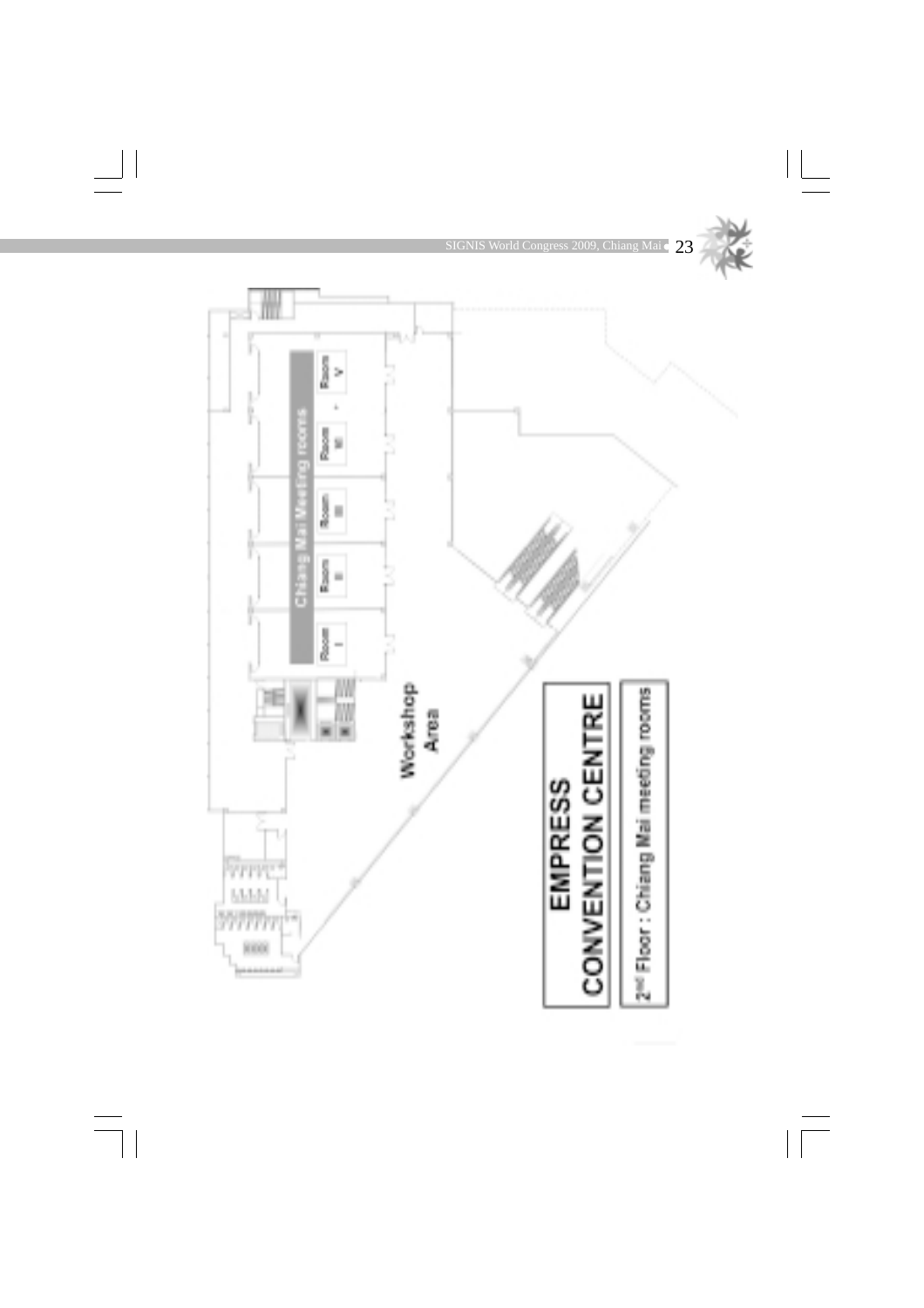Chiang Mai Meeting rooms

Room I

Room II

Room III

Room IV

Room V

Workshop Area

# EMPRESS CONVENTION CENTRE

2nd Floor : Chiang Mai meeting rooms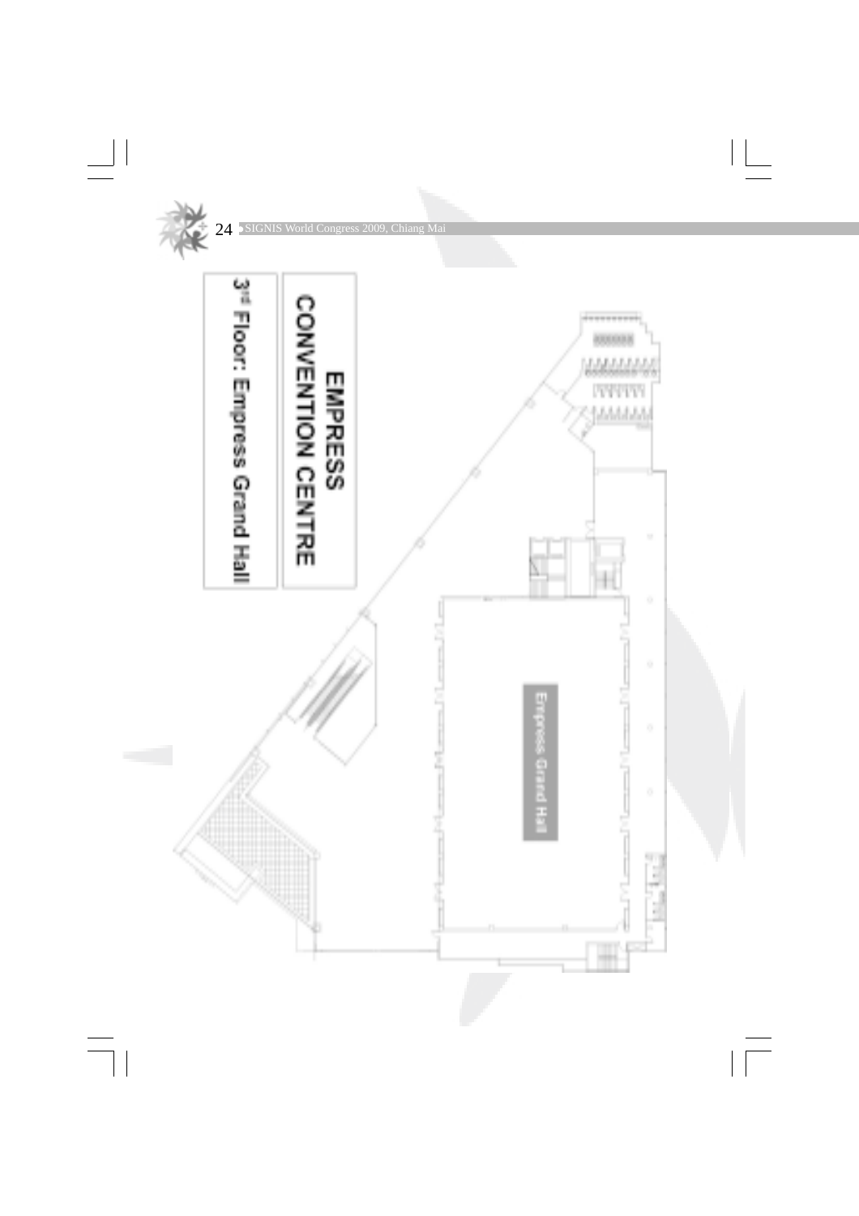# EMPRESS CONVENTION CENTRE

## 3rd Floor: Empress Grand Hall

Empress Grand Hall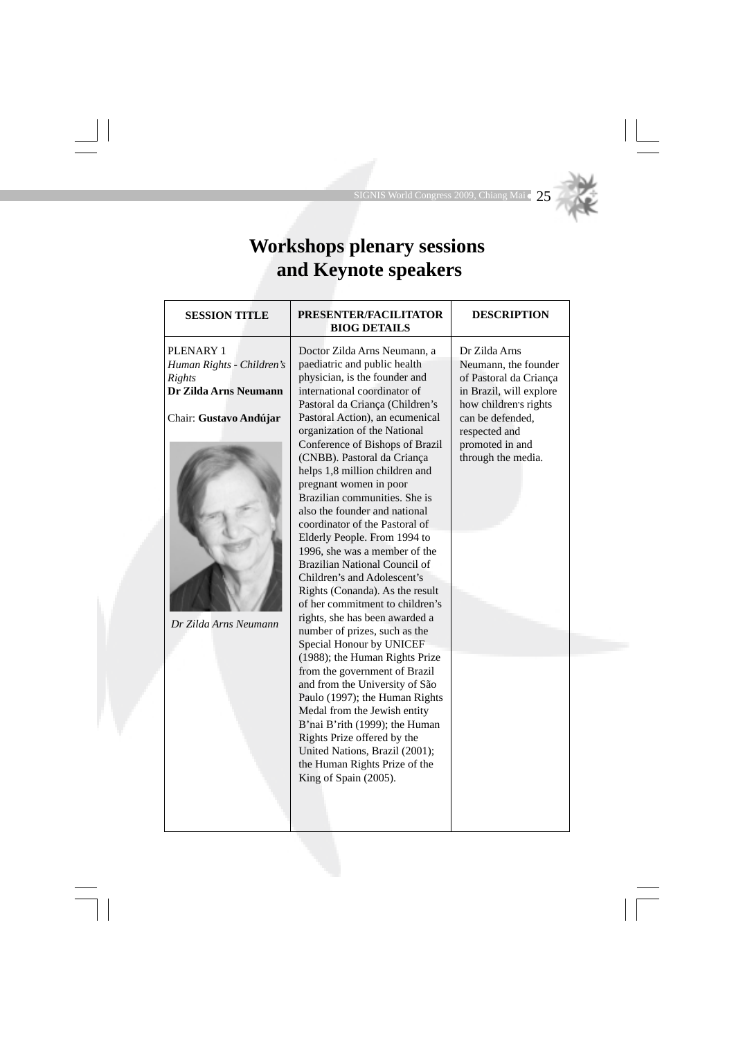# Workshops plenary sessions and Keynote speakers

| SESSION TITLE | PRESENTER/FACILITATOR BIOG DETAILS | DESCRIPTION |
|---|---|---|
| PLENARY 1<br>*Human Rights - Children's Rights*<br>**Dr Zilda Arns Neumann**<br><br>Chair: **Gustavo Andújar**<br><br>*Dr Zilda Arns Neumann* | Doctor Zilda Arns Neumann, a paediatric and public health physician, is the founder and international coordinator of Pastoral da Criança (Children's Pastoral Action), an ecumenical organization of the National Conference of Bishops of Brazil (CNBB). Pastoral da Criança helps 1,8 million children and pregnant women in poor Brazilian communities. She is also the founder and national coordinator of the Pastoral of Elderly People. From 1994 to 1996, she was a member of the Brazilian National Council of Children's and Adolescent's Rights (Conanda). As the result of her commitment to children's rights, she has been awarded a number of prizes, such as the Special Honour by UNICEF (1988); the Human Rights Prize from the government of Brazil and from the University of São Paulo (1997); the Human Rights Medal from the Jewish entity B'nai B'rith (1999); the Human Rights Prize offered by the United Nations, Brazil (2001); the Human Rights Prize of the King of Spain (2005). | Dr Zilda Arns Neumann, the founder of Pastoral da Criança in Brazil, will explore how children's rights can be defended, respected and promoted in and through the media. |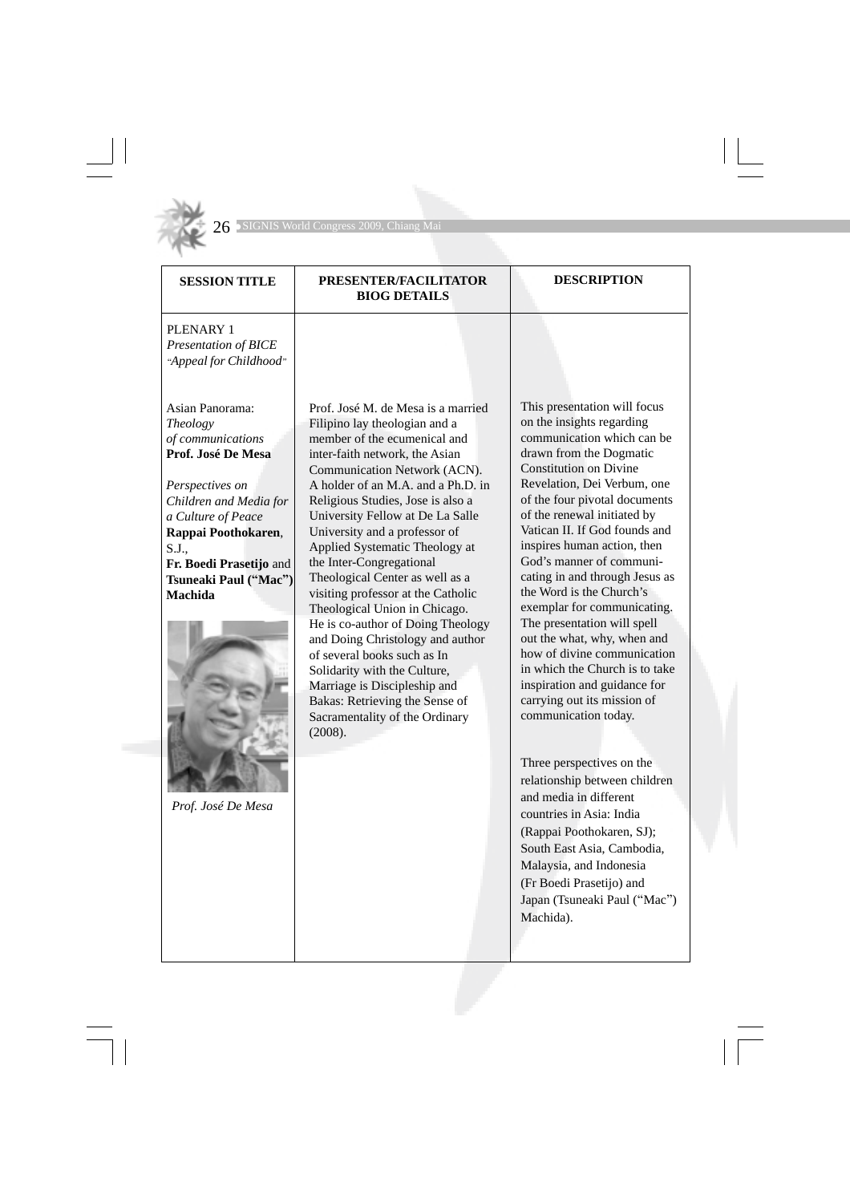| SESSION TITLE | PRESENTER/FACILITATOR BIOG DETAILS | DESCRIPTION |
|---|---|---|
| PLENARY 1<br>*Presentation of BICE "Appeal for Childhood"* | | |
| Asian Panorama:<br>*Theology of communications*<br>**Prof. José De Mesa** | Prof. José M. de Mesa is a married Filipino lay theologian and a member of the ecumenical and inter-faith network, the Asian Communication Network (ACN). A holder of an M.A. and a Ph.D. in Religious Studies, Jose is also a University Fellow at De La Salle University and a professor of Applied Systematic Theology at the Inter-Congregational Theological Center as well as a visiting professor at the Catholic Theological Union in Chicago. He is co-author of Doing Theology and Doing Christology and author of several books such as In Solidarity with the Culture, Marriage is Discipleship and Bakas: Retrieving the Sense of Sacramentality of the Ordinary (2008). | This presentation will focus on the insights regarding communication which can be drawn from the Dogmatic Constitution on Divine Revelation, Dei Verbum, one of the four pivotal documents of the renewal initiated by Vatican II. If God founds and inspires human action, then God's manner of communicating in and through Jesus as the Word is the Church's exemplar for communicating. The presentation will spell out the what, why, when and how of divine communication in which the Church is to take inspiration and guidance for carrying out its mission of communication today. |
| *Perspectives on Children and Media for a Culture of Peace*<br>**Rappai Poothokaren**, S.J.,<br>**Fr. Boedi Prasetijo** and **Tsuneaki Paul ("Mac") Machida**<br><br>*Prof. José De Mesa* | | Three perspectives on the relationship between children and media in different countries in Asia: India (Rappai Poothokaren, SJ); South East Asia, Cambodia, Malaysia, and Indonesia (Fr Boedi Prasetijo) and Japan (Tsuneaki Paul ("Mac") Machida). |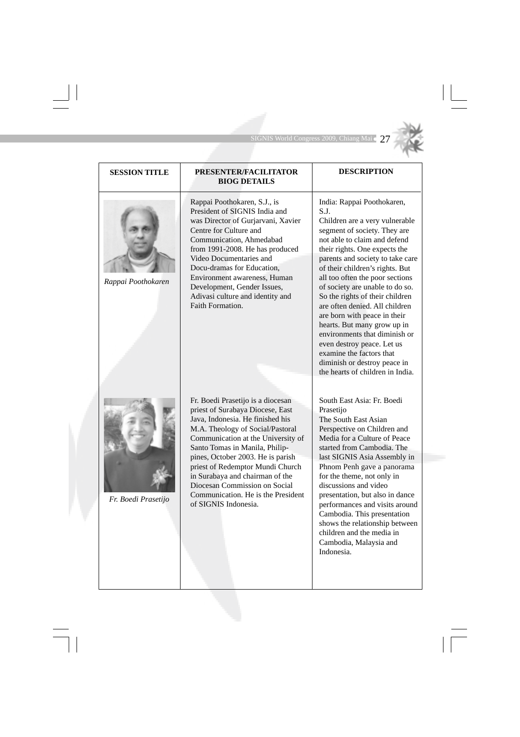| SESSION TITLE | PRESENTER/FACILITATOR BIOG DETAILS | DESCRIPTION |
|---|---|---|
| *Rappai Poothokaren* | Rappai Poothokaren, S.J., is President of SIGNIS India and was Director of Gurjarvani, Xavier Centre for Culture and Communication, Ahmedabad from 1991-2008. He has produced Video Documentaries and Docu-dramas for Education, Environment awareness, Human Development, Gender Issues, Adivasi culture and identity and Faith Formation. | India: Rappai Poothokaren, S.J. Children are a very vulnerable segment of society. They are not able to claim and defend their rights. One expects the parents and society to take care of their children's rights. But all too often the poor sections of society are unable to do so. So the rights of their children are often denied. All children are born with peace in their hearts. But many grow up in environments that diminish or even destroy peace. Let us examine the factors that diminish or destroy peace in the hearts of children in India. |
| *Fr. Boedi Prasetijo* | Fr. Boedi Prasetijo is a diocesan priest of Surabaya Diocese, East Java, Indonesia. He finished his M.A. Theology of Social/Pastoral Communication at the University of Santo Tomas in Manila, Philippines, October 2003. He is parish priest of Redemptor Mundi Church in Surabaya and chairman of the Diocesan Commission on Social Communication. He is the President of SIGNIS Indonesia. | South East Asia: Fr. Boedi Prasetijo The South East Asian Perspective on Children and Media for a Culture of Peace started from Cambodia. The last SIGNIS Asia Assembly in Phnom Penh gave a panorama for the theme, not only in discussions and video presentation, but also in dance performances and visits around Cambodia. This presentation shows the relationship between children and the media in Cambodia, Malaysia and Indonesia. |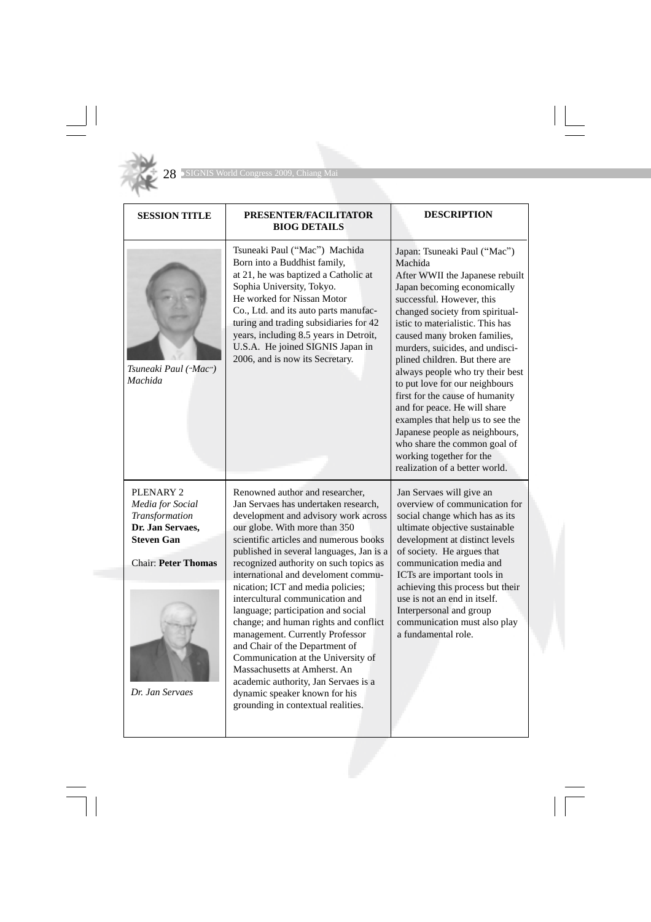| SESSION TITLE | PRESENTER/FACILITATOR BIOG DETAILS | DESCRIPTION |
|---|---|---|
| *Tsuneaki Paul ("Mac") Machida* | Tsuneaki Paul ("Mac") Machida Born into a Buddhist family, at 21, he was baptized a Catholic at Sophia University, Tokyo. He worked for Nissan Motor Co., Ltd. and its auto parts manufacturing and trading subsidiaries for 42 years, including 8.5 years in Detroit, U.S.A. He joined SIGNIS Japan in 2006, and is now its Secretary. | Japan: Tsuneaki Paul ("Mac") Machida After WWII the Japanese rebuilt Japan becoming economically successful. However, this changed society from spiritualistic to materialistic. This has caused many broken families, murders, suicides, and undisciplined children. But there are always people who try their best to put love for our neighbours first for the cause of humanity and for peace. He will share examples that help us to see the Japanese people as neighbours, who share the common goal of working together for the realization of a better world. |
| PLENARY 2 *Media for Social Transformation* **Dr. Jan Servaes, Steven Gan** Chair: **Peter Thomas** *Dr. Jan Servaes* | Renowned author and researcher, Jan Servaes has undertaken research, development and advisory work across our globe. With more than 350 scientific articles and numerous books published in several languages, Jan is a recognized authority on such topics as international and develoment communication; ICT and media policies; intercultural communication and language; participation and social change; and human rights and conflict management. Currently Professor and Chair of the Department of Communication at the University of Massachusetts at Amherst. An academic authority, Jan Servaes is a dynamic speaker known for his grounding in contextual realities. | Jan Servaes will give an overview of communication for social change which has as its ultimate objective sustainable development at distinct levels of society. He argues that communication media and ICTs are important tools in achieving this process but their use is not an end in itself. Interpersonal and group communication must also play a fundamental role. |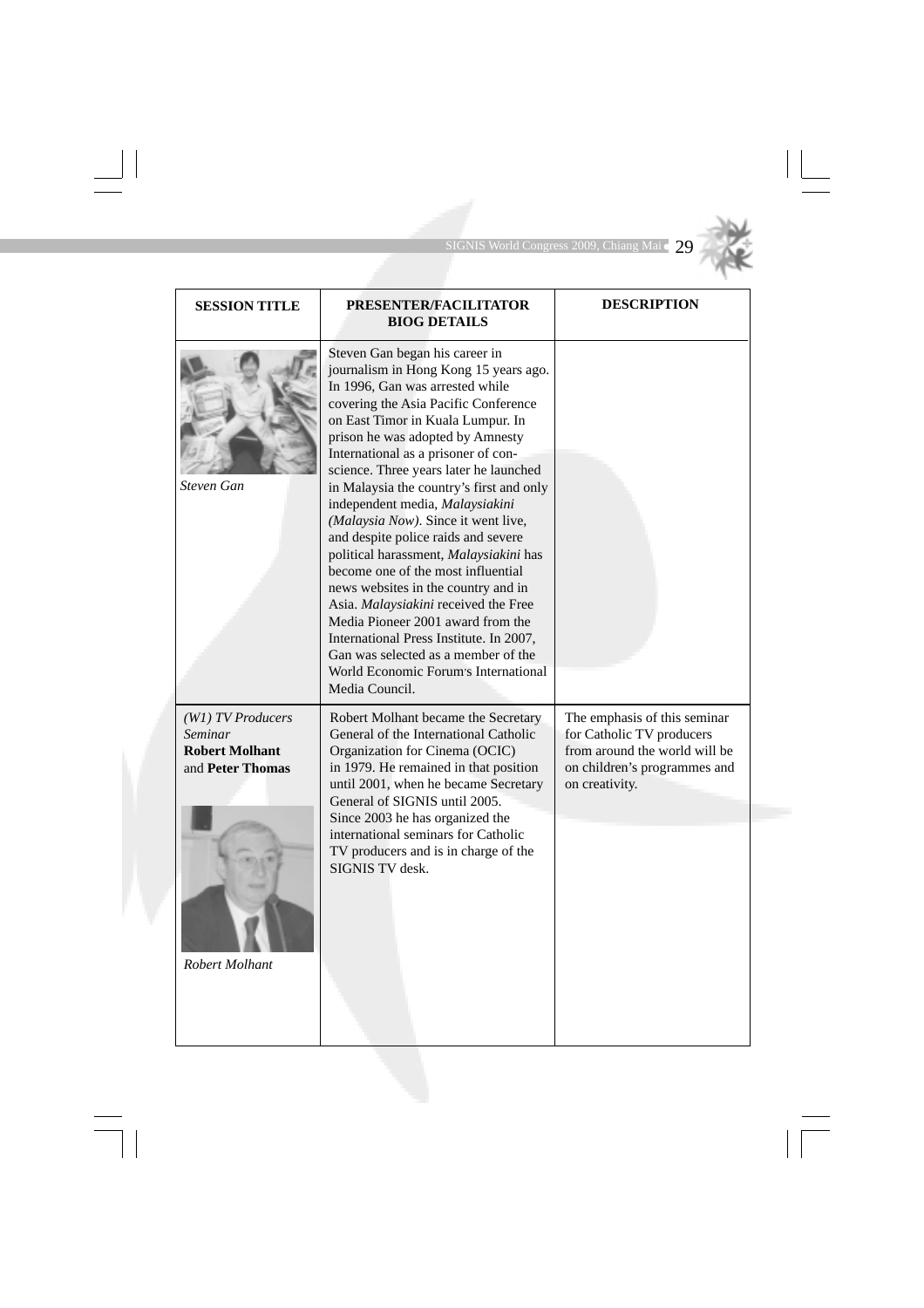| SESSION TITLE | PRESENTER/FACILITATOR BIOG DETAILS | DESCRIPTION |
|---|---|---|
| *Steven Gan* | Steven Gan began his career in journalism in Hong Kong 15 years ago. In 1996, Gan was arrested while covering the Asia Pacific Conference on East Timor in Kuala Lumpur. In prison he was adopted by Amnesty International as a prisoner of conscience. Three years later he launched in Malaysia the country's first and only independent media, *Malaysiakini (Malaysia Now)*. Since it went live, and despite police raids and severe political harassment, *Malaysiakini* has become one of the most influential news websites in the country and in Asia. *Malaysiakini* received the Free Media Pioneer 2001 award from the International Press Institute. In 2007, Gan was selected as a member of the World Economic Forum's International Media Council. | |
| *(W1) TV Producers Seminar* **Robert Molhant** and **Peter Thomas** *Robert Molhant* | Robert Molhant became the Secretary General of the International Catholic Organization for Cinema (OCIC) in 1979. He remained in that position until 2001, when he became Secretary General of SIGNIS until 2005. Since 2003 he has organized the international seminars for Catholic TV producers and is in charge of the SIGNIS TV desk. | The emphasis of this seminar for Catholic TV producers from around the world will be on children's programmes and on creativity. |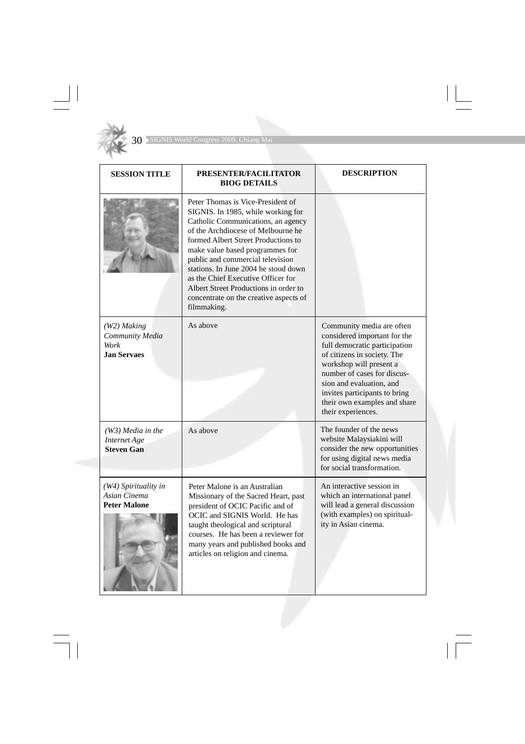| SESSION TITLE | PRESENTER/FACILITATOR BIOG DETAILS | DESCRIPTION |
|---|---|---|
| | Peter Thomas is Vice-President of SIGNIS. In 1985, while working for Catholic Communications, an agency of the Archdiocese of Melbourne he formed Albert Street Productions to make value based programmes for public and commercial television stations. In June 2004 he stood down as the Chief Executive Officer for Albert Street Productions in order to concentrate on the creative aspects of filmmaking. | |
| *(W2) Making Community Media Work* **Jan Servaes** | As above | Community media are often considered important for the full democratic participation of citizens in society. The workshop will present a number of cases for discussion and evaluation, and invites participants to bring their own examples and share their experiences. |
| *(W3) Media in the Internet Age* **Steven Gan** | As above | The founder of the news website Malaysiakini will consider the new opportunities for using digital news media for social transformation. |
| *(W4) Spirituality in Asian Cinema* **Peter Malone** | Peter Malone is an Australian Missionary of the Sacred Heart, past president of OCIC Pacific and of OCIC and SIGNIS World. He has taught theological and scriptural courses. He has been a reviewer for many years and published books and articles on religion and cinema. | An interactive session in which an international panel will lead a general discussion (with examples) on spirituality in Asian cinema. |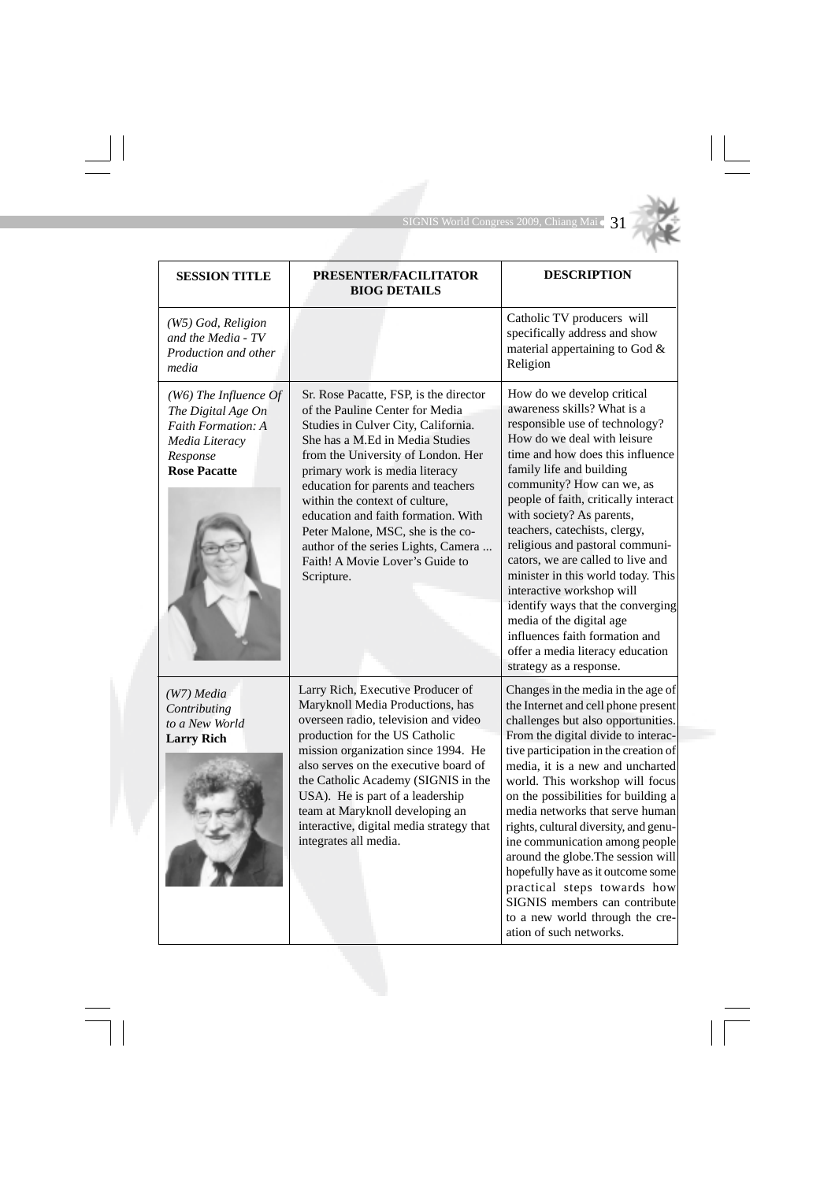| SESSION TITLE | PRESENTER/FACILITATOR BIOG DETAILS | DESCRIPTION |
|---|---|---|
| *(W5) God, Religion and the Media - TV Production and other media* | | Catholic TV producers will specifically address and show material appertaining to God & Religion |
| *(W6) The Influence Of The Digital Age On Faith Formation: A Media Literacy Response* **Rose Pacatte** | Sr. Rose Pacatte, FSP, is the director of the Pauline Center for Media Studies in Culver City, California. She has a M.Ed in Media Studies from the University of London. Her primary work is media literacy education for parents and teachers within the context of culture, education and faith formation. With Peter Malone, MSC, she is the co-author of the series Lights, Camera ... Faith! A Movie Lover's Guide to Scripture. | How do we develop critical awareness skills? What is a responsible use of technology? How do we deal with leisure time and how does this influence family life and building community? How can we, as people of faith, critically interact with society? As parents, teachers, catechists, clergy, religious and pastoral communicators, we are called to live and minister in this world today. This interactive workshop will identify ways that the converging media of the digital age influences faith formation and offer a media literacy education strategy as a response. |
| *(W7) Media Contributing to a New World* **Larry Rich** | Larry Rich, Executive Producer of Maryknoll Media Productions, has overseen radio, television and video production for the US Catholic mission organization since 1994. He also serves on the executive board of the Catholic Academy (SIGNIS in the USA). He is part of a leadership team at Maryknoll developing an interactive, digital media strategy that integrates all media. | Changes in the media in the age of the Internet and cell phone present challenges but also opportunities. From the digital divide to interactive participation in the creation of media, it is a new and uncharted world. This workshop will focus on the possibilities for building a media networks that serve human rights, cultural diversity, and genuine communication among people around the globe.The session will hopefully have as it outcome some practical steps towards how SIGNIS members can contribute to a new world through the creation of such networks. |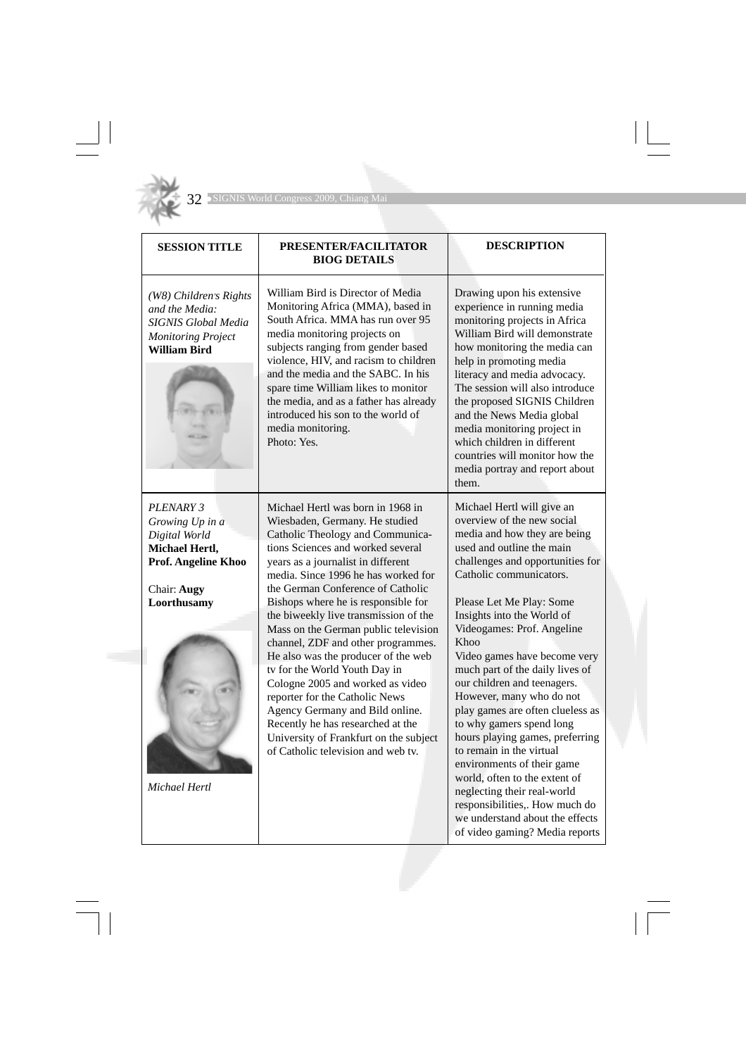| SESSION TITLE | PRESENTER/FACILITATOR BIOG DETAILS | DESCRIPTION |
|---|---|---|
| *(W8) Children's Rights and the Media: SIGNIS Global Media Monitoring Project* **William Bird** | William Bird is Director of Media Monitoring Africa (MMA), based in South Africa. MMA has run over 95 media monitoring projects on subjects ranging from gender based violence, HIV, and racism to children and the media and the SABC. In his spare time William likes to monitor the media, and as a father has already introduced his son to the world of media monitoring. Photo: Yes. | Drawing upon his extensive experience in running media monitoring projects in Africa William Bird will demonstrate how monitoring the media can help in promoting media literacy and media advocacy. The session will also introduce the proposed SIGNIS Children and the News Media global media monitoring project in which children in different countries will monitor how the media portray and report about them. |
| *PLENARY 3 Growing Up in a Digital World* **Michael Hertl, Prof. Angeline Khoo** Chair: **Augy Loorthusamy** *Michael Hertl* | Michael Hertl was born in 1968 in Wiesbaden, Germany. He studied Catholic Theology and Communications Sciences and worked several years as a journalist in different media. Since 1996 he has worked for the German Conference of Catholic Bishops where he is responsible for the biweekly live transmission of the Mass on the German public television channel, ZDF and other programmes. He also was the producer of the web tv for the World Youth Day in Cologne 2005 and worked as video reporter for the Catholic News Agency Germany and Bild online. Recently he has researched at the University of Frankfurt on the subject of Catholic television and web tv. | Michael Hertl will give an overview of the new social media and how they are being used and outline the main challenges and opportunities for Catholic communicators. Please Let Me Play: Some Insights into the World of Videogames: Prof. Angeline Khoo Video games have become very much part of the daily lives of our children and teenagers. However, many who do not play games are often clueless as to why gamers spend long hours playing games, preferring to remain in the virtual environments of their game world, often to the extent of neglecting their real-world responsibilities,. How much do we understand about the effects of video gaming? Media reports |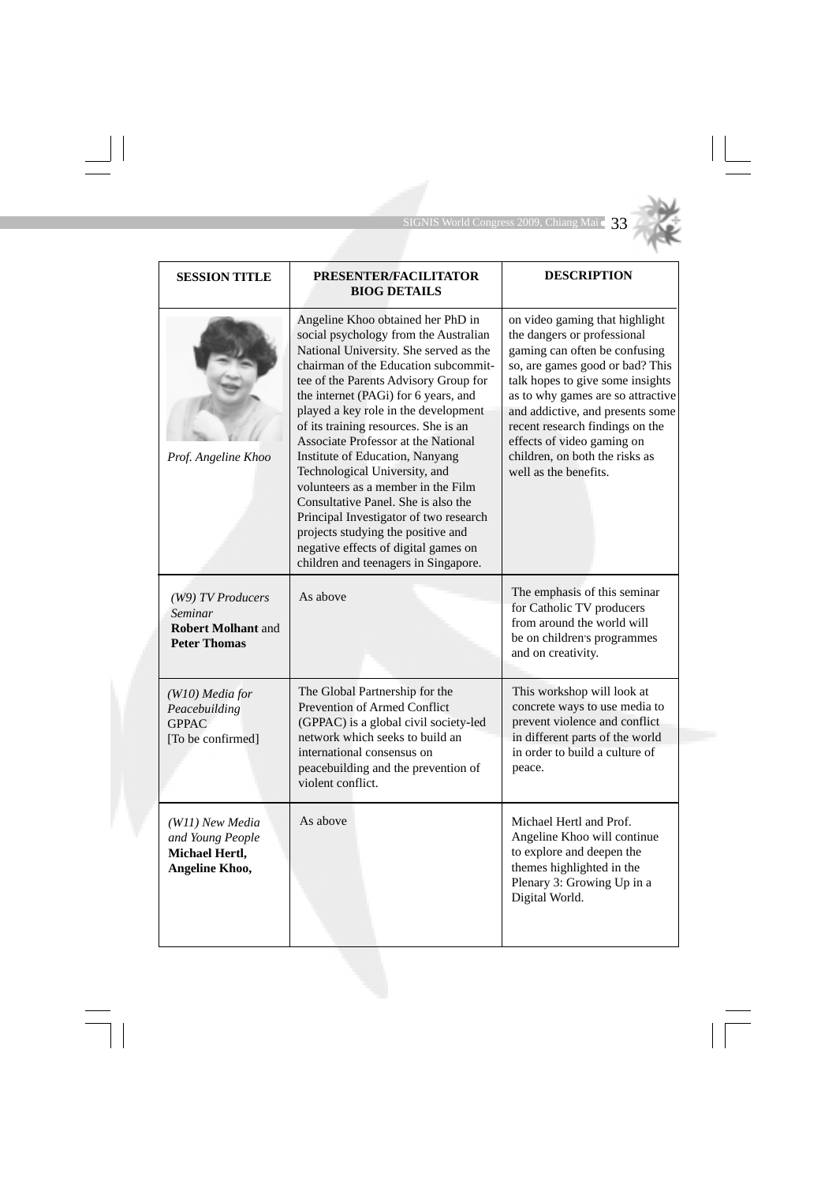| SESSION TITLE | PRESENTER/FACILITATOR BIOG DETAILS | DESCRIPTION |
|---|---|---|
| *Prof. Angeline Khoo* | Angeline Khoo obtained her PhD in social psychology from the Australian National University. She served as the chairman of the Education subcommittee of the Parents Advisory Group for the internet (PAGi) for 6 years, and played a key role in the development of its training resources. She is an Associate Professor at the National Institute of Education, Nanyang Technological University, and volunteers as a member in the Film Consultative Panel. She is also the Principal Investigator of two research projects studying the positive and negative effects of digital games on children and teenagers in Singapore. | on video gaming that highlight the dangers or professional gaming can often be confusing so, are games good or bad? This talk hopes to give some insights as to why games are so attractive and addictive, and presents some recent research findings on the effects of video gaming on children, on both the risks as well as the benefits. |
| *(W9) TV Producers Seminar* **Robert Molhant** and **Peter Thomas** | As above | The emphasis of this seminar for Catholic TV producers from around the world will be on children's programmes and on creativity. |
| *(W10) Media for Peacebuilding* GPPAC [To be confirmed] | The Global Partnership for the Prevention of Armed Conflict (GPPAC) is a global civil society-led network which seeks to build an international consensus on peacebuilding and the prevention of violent conflict. | This workshop will look at concrete ways to use media to prevent violence and conflict in different parts of the world in order to build a culture of peace. |
| *(W11) New Media and Young People* **Michael Hertl, Angeline Khoo,** | As above | Michael Hertl and Prof. Angeline Khoo will continue to explore and deepen the themes highlighted in the Plenary 3: Growing Up in a Digital World. |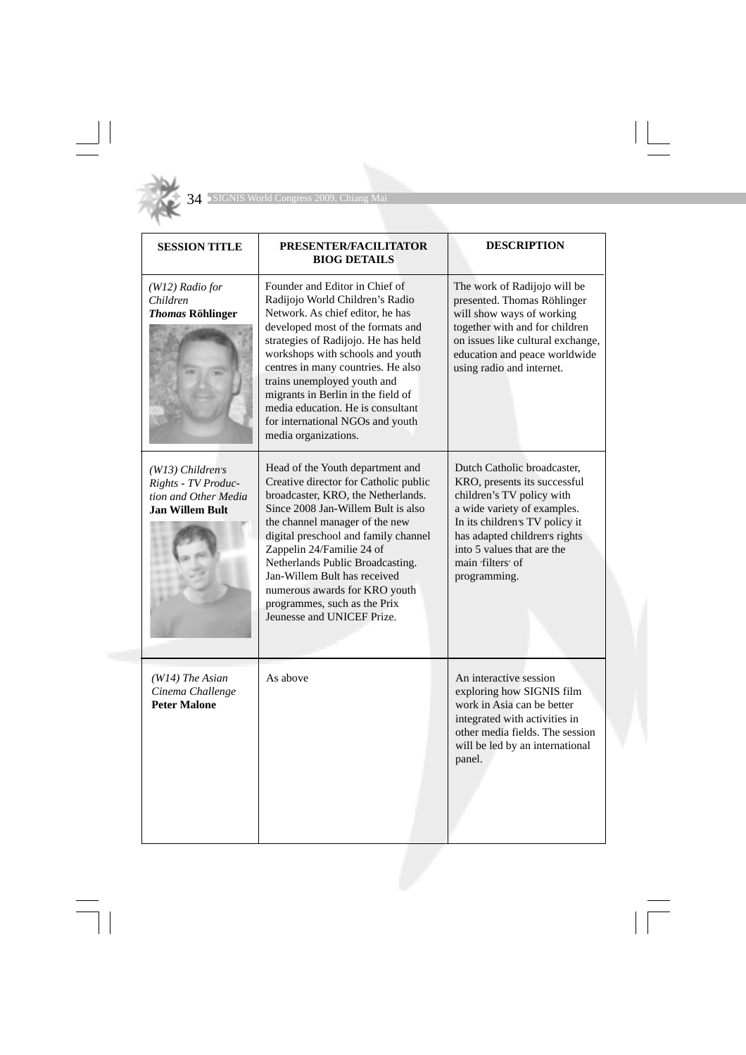| SESSION TITLE | PRESENTER/FACILITATOR BIOG DETAILS | DESCRIPTION |
|---|---|---|
| *(W12) Radio for Children* ***Thomas* Röhlinger** | Founder and Editor in Chief of Radijojo World Children's Radio Network. As chief editor, he has developed most of the formats and strategies of Radijojo. He has held workshops with schools and youth centres in many countries. He also trains unemployed youth and migrants in Berlin in the field of media education. He is consultant for international NGOs and youth media organizations. | The work of Radijojo will be presented. Thomas Röhlinger will show ways of working together with and for children on issues like cultural exchange, education and peace worldwide using radio and internet. |
| *(W13) Children's Rights - TV Production and Other Media* **Jan Willem Bult** | Head of the Youth department and Creative director for Catholic public broadcaster, KRO, the Netherlands. Since 2008 Jan-Willem Bult is also the channel manager of the new digital preschool and family channel Zappelin 24/Familie 24 of Netherlands Public Broadcasting. Jan-Willem Bult has received numerous awards for KRO youth programmes, such as the Prix Jeunesse and UNICEF Prize. | Dutch Catholic broadcaster, KRO, presents its successful children's TV policy with a wide variety of examples. In its children's TV policy it has adapted children's rights into 5 values that are the main 'filters' of programming. |
| *(W14) The Asian Cinema Challenge* **Peter Malone** | As above | An interactive session exploring how SIGNIS film work in Asia can be better integrated with activities in other media fields. The session will be led by an international panel. |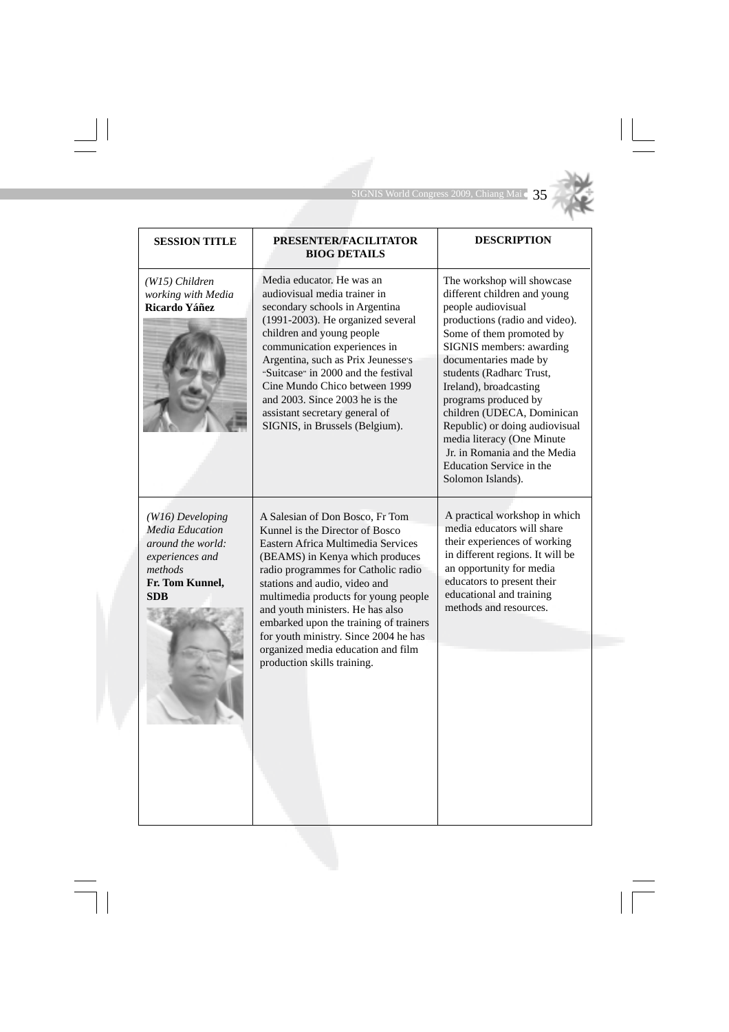| SESSION TITLE | PRESENTER/FACILITATOR BIOG DETAILS | DESCRIPTION |
|---|---|---|
| *(W15) Children working with Media* **Ricardo Yáñez** | Media educator. He was an audiovisual media trainer in secondary schools in Argentina (1991-2003). He organized several children and young people communication experiences in Argentina, such as Prix Jeunesse's "Suitcase" in 2000 and the festival Cine Mundo Chico between 1999 and 2003. Since 2003 he is the assistant secretary general of SIGNIS, in Brussels (Belgium). | The workshop will showcase different children and young people audiovisual productions (radio and video). Some of them promoted by SIGNIS members: awarding documentaries made by students (Radharc Trust, Ireland), broadcasting programs produced by children (UDECA, Dominican Republic) or doing audiovisual media literacy (One Minute Jr. in Romania and the Media Education Service in the Solomon Islands). |
| *(W16) Developing Media Education around the world: experiences and methods* **Fr. Tom Kunnel, SDB** | A Salesian of Don Bosco, Fr Tom Kunnel is the Director of Bosco Eastern Africa Multimedia Services (BEAMS) in Kenya which produces radio programmes for Catholic radio stations and audio, video and multimedia products for young people and youth ministers. He has also embarked upon the training of trainers for youth ministry. Since 2004 he has organized media education and film production skills training. | A practical workshop in which media educators will share their experiences of working in different regions. It will be an opportunity for media educators to present their educational and training methods and resources. |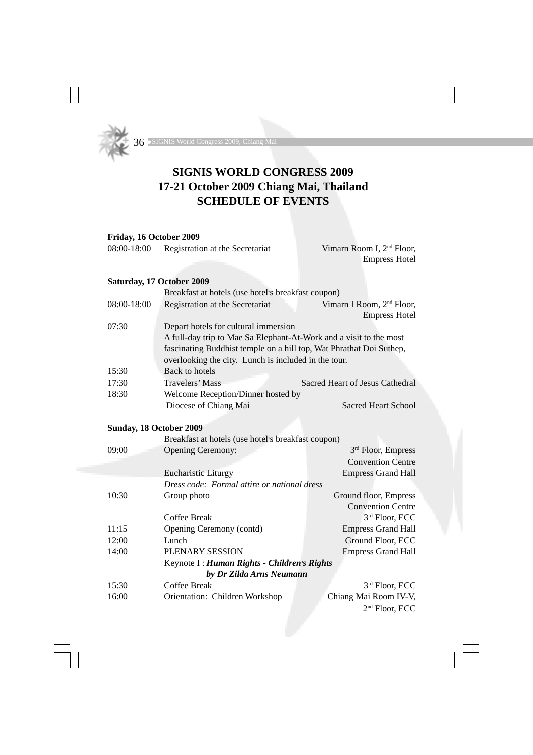# SIGNIS WORLD CONGRESS 2009
## 17-21 October 2009 Chiang Mai, Thailand
## SCHEDULE OF EVENTS

**Friday, 16 October 2009**

| | | |
|---|---|---|
| 08:00-18:00 | Registration at the Secretariat | Vimarn Room I, 2nd Floor, Empress Hotel |

**Saturday, 17 October 2009**

| | | |
|---|---|---|
| | Breakfast at hotels (use hotel's breakfast coupon) | |
| 08:00-18:00 | Registration at the Secretariat | Vimarn I Room, 2nd Floor, Empress Hotel |
| 07:30 | Depart hotels for cultural immersion<br>A full-day trip to Mae Sa Elephant-At-Work and a visit to the most fascinating Buddhist temple on a hill top, Wat Phrathat Doi Suthep, overlooking the city. Lunch is included in the tour. | |
| 15:30 | Back to hotels | |
| 17:30 | Travelers' Mass | Sacred Heart of Jesus Cathedral |
| 18:30 | Welcome Reception/Dinner hosted by Diocese of Chiang Mai | Sacred Heart School |

**Sunday, 18 October 2009**

| | | |
|---|---|---|
| | Breakfast at hotels (use hotel's breakfast coupon) | |
| 09:00 | Opening Ceremony: | 3rd Floor, Empress Convention Centre |
| | Eucharistic Liturgy | Empress Grand Hall |
| | *Dress code: Formal attire or national dress* | |
| 10:30 | Group photo | Ground floor, Empress Convention Centre |
| | Coffee Break | 3rd Floor, ECC |
| 11:15 | Opening Ceremony (contd) | Empress Grand Hall |
| 12:00 | Lunch | Ground Floor, ECC |
| 14:00 | PLENARY SESSION | Empress Grand Hall |
| | Keynote I : ***Human Rights - Children's Rights by Dr Zilda Arns Neumann*** | |
| 15:30 | Coffee Break | 3rd Floor, ECC |
| 16:00 | Orientation: Children Workshop | Chiang Mai Room IV-V, 2nd Floor, ECC |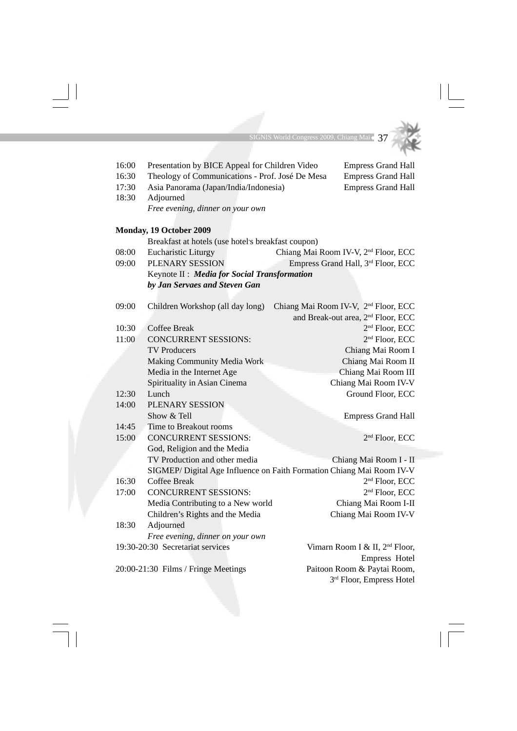| | | |
|---|---|---|
| 16:00 | Presentation by BICE Appeal for Children Video | Empress Grand Hall |
| 16:30 | Theology of Communications - Prof. José De Mesa | Empress Grand Hall |
| 17:30 | Asia Panorama (Japan/India/Indonesia) | Empress Grand Hall |
| 18:30 | Adjourned | |
| | *Free evening, dinner on your own* | |

**Monday, 19 October 2009**

| | | |
|---|---|---|
| | Breakfast at hotels (use hotel's breakfast coupon) | |
| 08:00 | Eucharistic Liturgy | Chiang Mai Room IV-V, 2nd Floor, ECC |
| 09:00 | PLENARY SESSION | Empress Grand Hall, 3rd Floor, ECC |
| | Keynote II : ***Media for Social Transformation by Jan Servaes and Steven Gan*** | |
| 09:00 | Children Workshop (all day long) | Chiang Mai Room IV-V, 2nd Floor, ECC and Break-out area, 2nd Floor, ECC |
| 10:30 | Coffee Break | 2nd Floor, ECC |
| 11:00 | CONCURRENT SESSIONS: | 2nd Floor, ECC |
| | TV Producers | Chiang Mai Room I |
| | Making Community Media Work | Chiang Mai Room II |
| | Media in the Internet Age | Chiang Mai Room III |
| | Spirituality in Asian Cinema | Chiang Mai Room IV-V |
| 12:30 | Lunch | Ground Floor, ECC |
| 14:00 | PLENARY SESSION | |
| | Show & Tell | Empress Grand Hall |
| 14:45 | Time to Breakout rooms | |
| 15:00 | CONCURRENT SESSIONS: | 2nd Floor, ECC |
| | God, Religion and the Media | |
| | TV Production and other media | Chiang Mai Room I - II |
| | SIGMEP/ Digital Age Influence on Faith Formation | Chiang Mai Room IV-V |
| 16:30 | Coffee Break | 2nd Floor, ECC |
| 17:00 | CONCURRENT SESSIONS: | 2nd Floor, ECC |
| | Media Contributing to a New world | Chiang Mai Room I-II |
| | Children's Rights and the Media | Chiang Mai Room IV-V |
| 18:30 | Adjourned | |
| | *Free evening, dinner on your own* | |
| 19:30-20:30 | Secretariat services | Vimarn Room I & II, 2nd Floor, Empress Hotel |
| 20:00-21:30 | Films / Fringe Meetings | Paitoon Room & Paytai Room, 3rd Floor, Empress Hotel |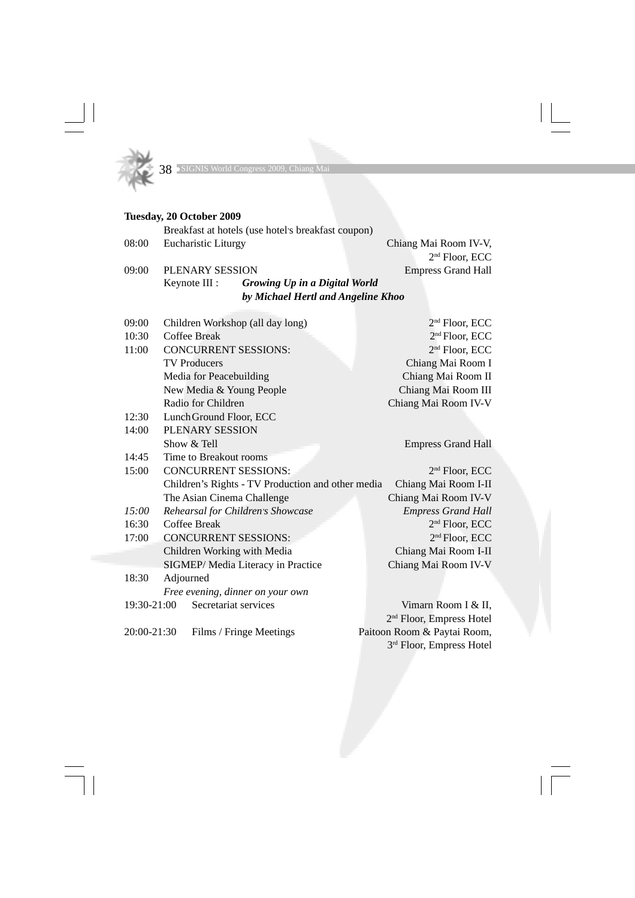**Tuesday, 20 October 2009**

| Time | Event | Location |
|---|---|---|
| | Breakfast at hotels (use hotel's breakfast coupon) | |
| 08:00 | Eucharistic Liturgy | Chiang Mai Room IV-V, 2nd Floor, ECC |
| 09:00 | PLENARY SESSION | Empress Grand Hall |
| | Keynote III : ***Growing Up in a Digital World by Michael Hertl and Angeline Khoo*** | |
| 09:00 | Children Workshop (all day long) | 2nd Floor, ECC |
| 10:30 | Coffee Break | 2nd Floor, ECC |
| 11:00 | CONCURRENT SESSIONS: | 2nd Floor, ECC |
| | TV Producers | Chiang Mai Room I |
| | Media for Peacebuilding | Chiang Mai Room II |
| | New Media & Young People | Chiang Mai Room III |
| | Radio for Children | Chiang Mai Room IV-V |
| 12:30 | Lunch Ground Floor, ECC | |
| 14:00 | PLENARY SESSION | |
| | Show & Tell | Empress Grand Hall |
| 14:45 | Time to Breakout rooms | |
| 15:00 | CONCURRENT SESSIONS: | 2nd Floor, ECC |
| | Children's Rights - TV Production and other media | Chiang Mai Room I-II |
| | The Asian Cinema Challenge | Chiang Mai Room IV-V |
| *15:00* | *Rehearsal for Children's Showcase* | *Empress Grand Hall* |
| 16:30 | Coffee Break | 2nd Floor, ECC |
| 17:00 | CONCURRENT SESSIONS: | 2nd Floor, ECC |
| | Children Working with Media | Chiang Mai Room I-II |
| | SIGMEP/ Media Literacy in Practice | Chiang Mai Room IV-V |
| 18:30 | Adjourned | |
| | *Free evening, dinner on your own* | |
| 19:30-21:00 | Secretariat services | Vimarn Room I & II, 2nd Floor, Empress Hotel |
| 20:00-21:30 | Films / Fringe Meetings | Paitoon Room & Paytai Room, 3rd Floor, Empress Hotel |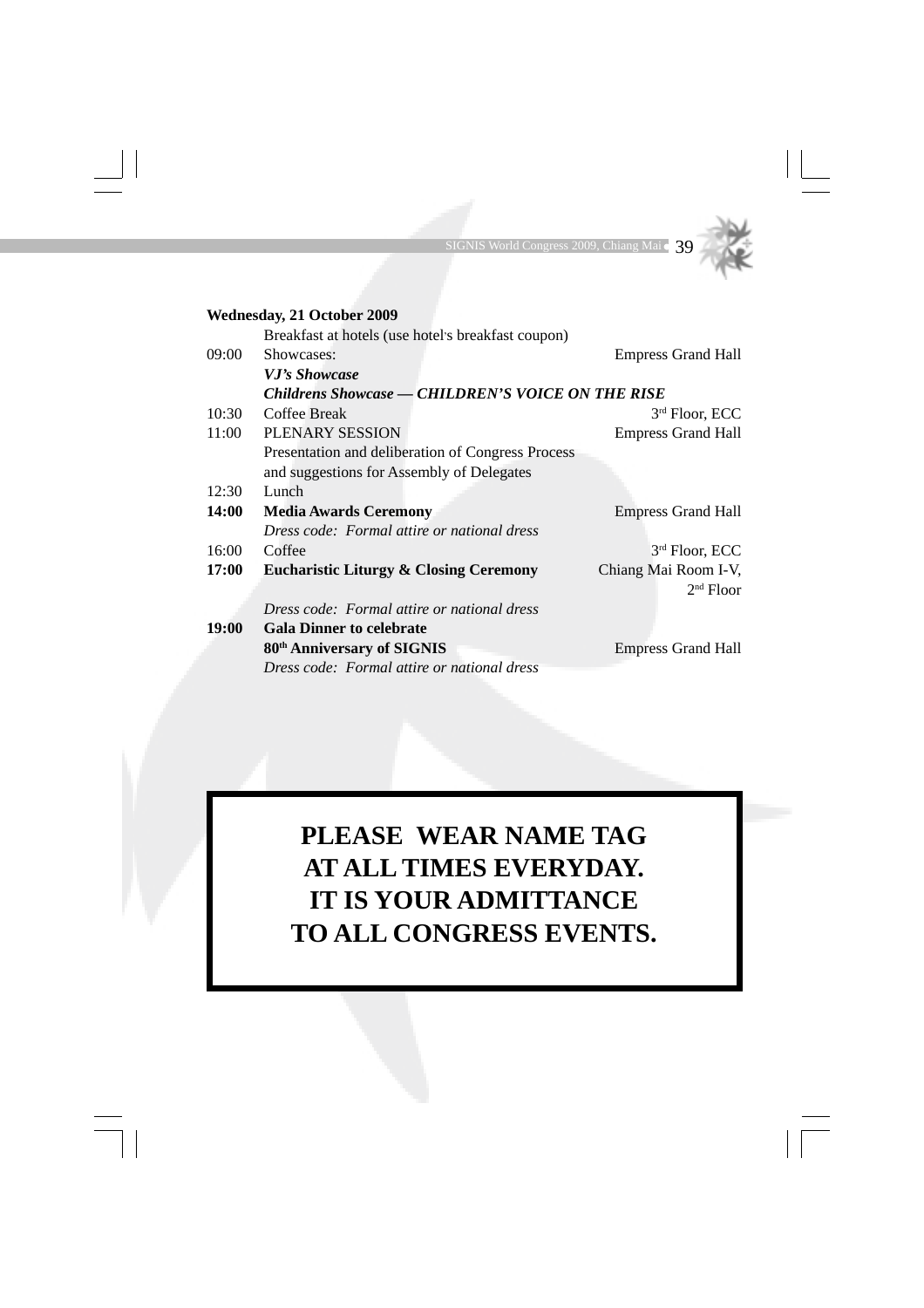**Wednesday, 21 October 2009**

| Time | Event | Location |
|---|---|---|
| | Breakfast at hotels (use hotel's breakfast coupon) | |
| 09:00 | Showcases: | Empress Grand Hall |
| | ***VJ's Showcase*** | |
| | ***Childrens Showcase — CHILDREN'S VOICE ON THE RISE*** | |
| 10:30 | Coffee Break | 3rd Floor, ECC |
| 11:00 | PLENARY SESSION | Empress Grand Hall |
| | Presentation and deliberation of Congress Process and suggestions for Assembly of Delegates | |
| 12:30 | Lunch | |
| **14:00** | **Media Awards Ceremony** | Empress Grand Hall |
| | *Dress code: Formal attire or national dress* | |
| 16:00 | Coffee | 3rd Floor, ECC |
| **17:00** | **Eucharistic Liturgy & Closing Ceremony** | Chiang Mai Room I-V, 2nd Floor |
| | *Dress code: Formal attire or national dress* | |
| **19:00** | **Gala Dinner to celebrate 80th Anniversary of SIGNIS** | Empress Grand Hall |
| | *Dress code: Formal attire or national dress* | |

**PLEASE WEAR NAME TAG AT ALL TIMES EVERYDAY. IT IS YOUR ADMITTANCE TO ALL CONGRESS EVENTS.**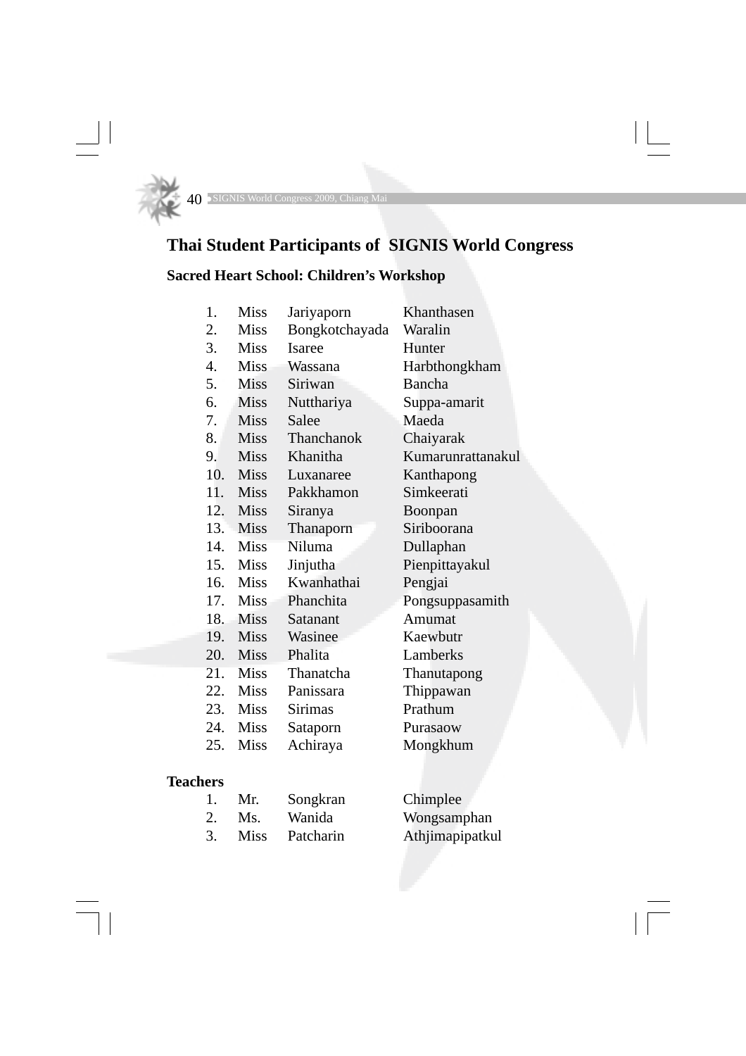# Thai Student Participants of SIGNIS World Congress

## Sacred Heart School: Children's Workshop

1. Miss Jariyaporn Khanthasen
2. Miss Bongkotchayada Waralin
3. Miss Isaree Hunter
4. Miss Wassana Harbthongkham
5. Miss Siriwan Bancha
6. Miss Nutthariya Suppa-amarit
7. Miss Salee Maeda
8. Miss Thanchanok Chaiyarak
9. Miss Khanitha Kumarunrattanakul
10. Miss Luxanaree Kanthapong
11. Miss Pakkhamon Simkeerati
12. Miss Siranya Boonpan
13. Miss Thanaporn Siriboorana
14. Miss Niluma Dullaphan
15. Miss Jinjutha Pienpittayakul
16. Miss Kwanhathai Pengjai
17. Miss Phanchita Pongsuppasamith
18. Miss Satanant Amumat
19. Miss Wasinee Kaewbutr
20. Miss Phalita Lamberks
21. Miss Thanatcha Thanutapong
22. Miss Panissara Thippawan
23. Miss Sirimas Prathum
24. Miss Sataporn Purasaow
25. Miss Achiraya Mongkhum

**Teachers**

1. Mr. Songkran Chimplee
2. Ms. Wanida Wongsamphan
3. Miss Patcharin Athjimapipatkul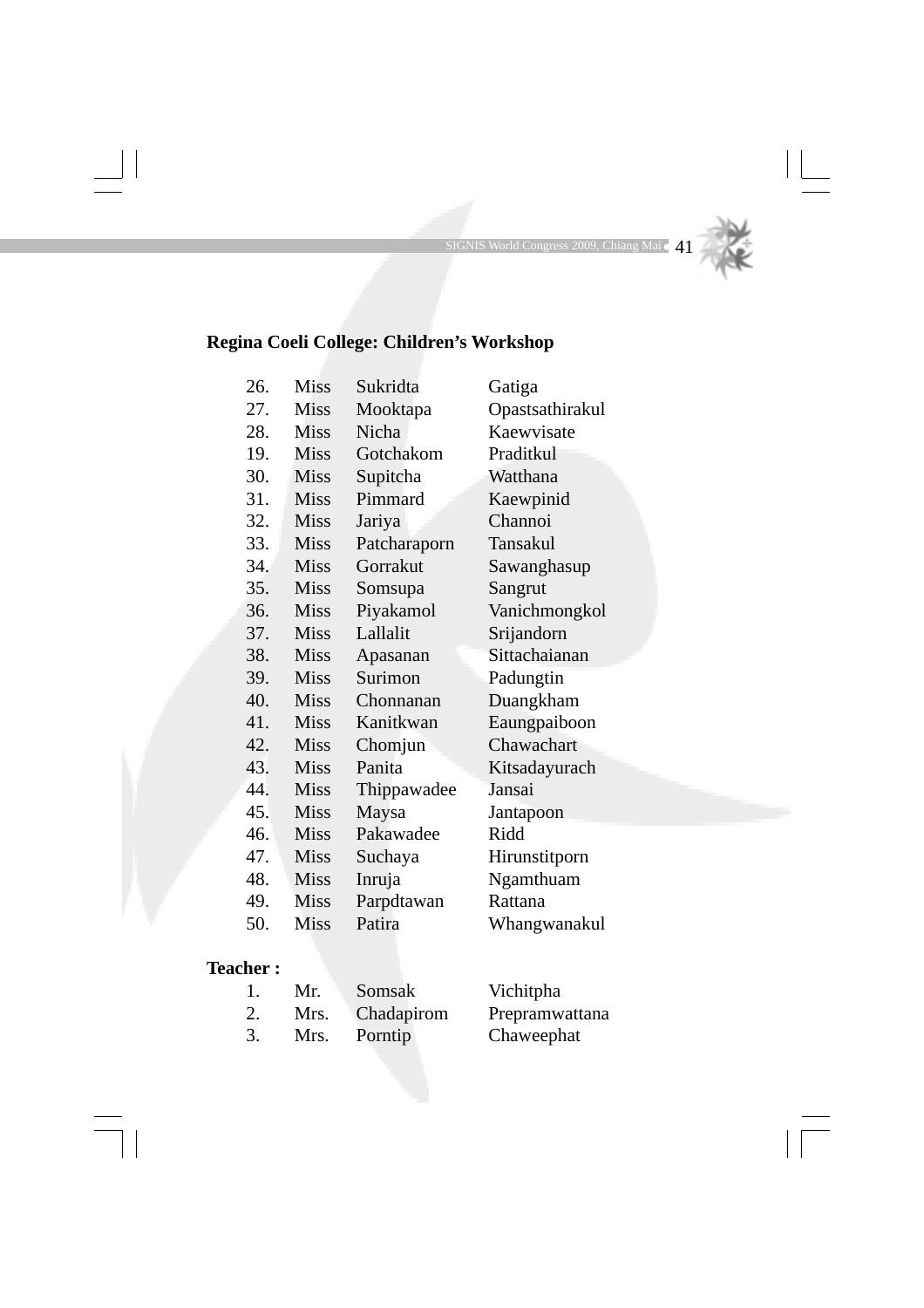**Regina Coeli College: Children's Workshop**

| | | | |
|---|---|---|---|
| 26. | Miss | Sukridta | Gatiga |
| 27. | Miss | Mooktapa | Opastsathirakul |
| 28. | Miss | Nicha | Kaewvisate |
| 19. | Miss | Gotchakom | Praditkul |
| 30. | Miss | Supitcha | Watthana |
| 31. | Miss | Pimmard | Kaewpinid |
| 32. | Miss | Jariya | Channoi |
| 33. | Miss | Patcharaporn | Tansakul |
| 34. | Miss | Gorrakut | Sawanghasup |
| 35. | Miss | Somsupa | Sangrut |
| 36. | Miss | Piyakamol | Vanichmongkol |
| 37. | Miss | Lallalit | Srijandorn |
| 38. | Miss | Apasanan | Sittachaianan |
| 39. | Miss | Surimon | Padungtin |
| 40. | Miss | Chonnanan | Duangkham |
| 41. | Miss | Kanitkwan | Eaungpaiboon |
| 42. | Miss | Chomjun | Chawachart |
| 43. | Miss | Panita | Kitsadayurach |
| 44. | Miss | Thippawadee | Jansai |
| 45. | Miss | Maysa | Jantapoon |
| 46. | Miss | Pakawadee | Ridd |
| 47. | Miss | Suchaya | Hirunstitporn |
| 48. | Miss | Inruja | Ngamthuam |
| 49. | Miss | Parpdtawan | Rattana |
| 50. | Miss | Patira | Whangwanakul |

**Teacher :**

| | | | |
|---|---|---|---|
| 1. | Mr. | Somsak | Vichitpha |
| 2. | Mrs. | Chadapirom | Prepramwattana |
| 3. | Mrs. | Porntip | Chaweephat |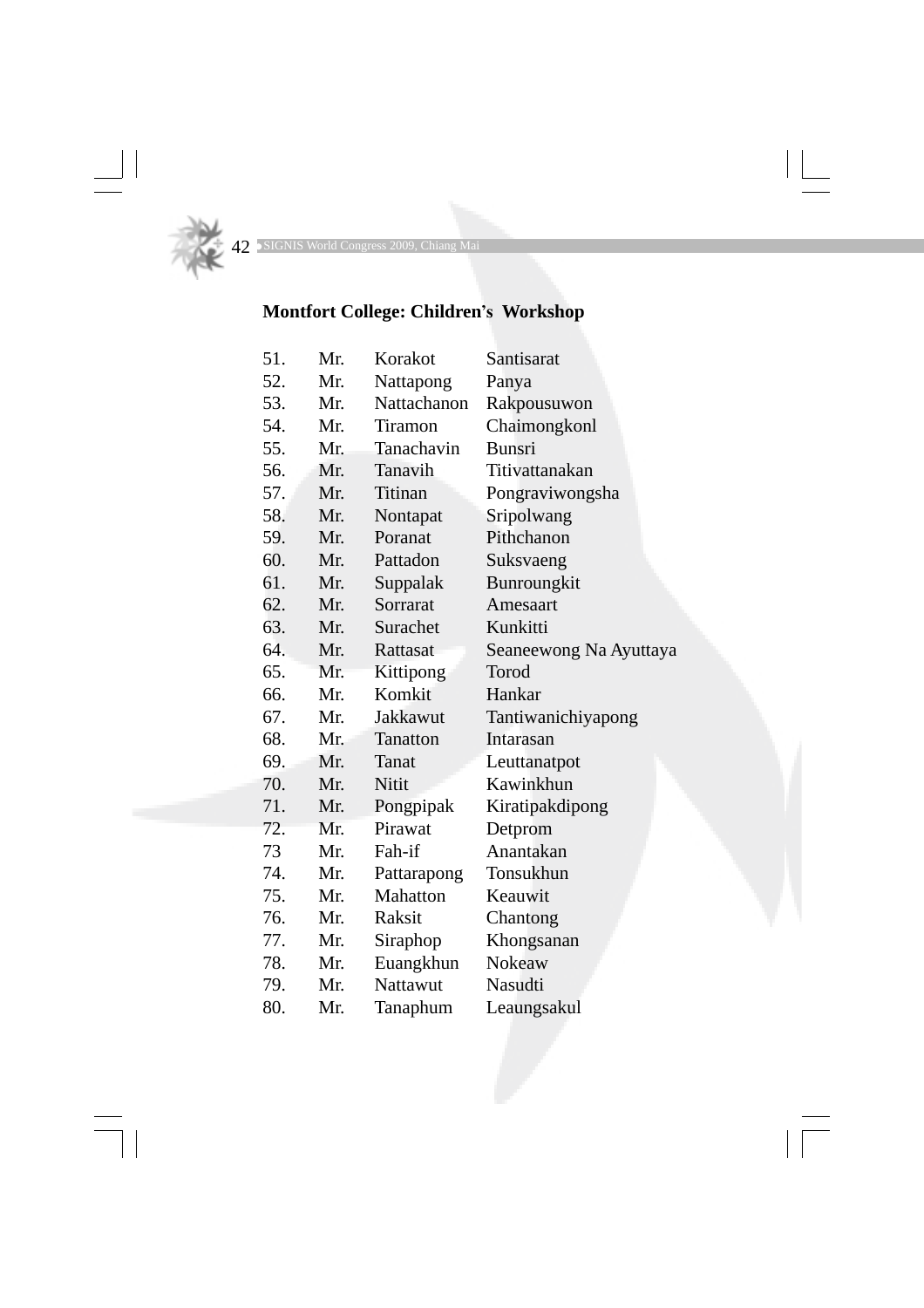**Montfort College: Children's Workshop**

| | | | |
|---|---|---|---|
| 51. | Mr. | Korakot | Santisarat |
| 52. | Mr. | Nattapong | Panya |
| 53. | Mr. | Nattachanon | Rakpousuwon |
| 54. | Mr. | Tiramon | Chaimongkonl |
| 55. | Mr. | Tanachavin | Bunsri |
| 56. | Mr. | Tanavih | Titivattanakan |
| 57. | Mr. | Titinan | Pongraviwongsha |
| 58. | Mr. | Nontapat | Sripolwang |
| 59. | Mr. | Poranat | Pithchanon |
| 60. | Mr. | Pattadon | Suksvaeng |
| 61. | Mr. | Suppalak | Bunroungkit |
| 62. | Mr. | Sorrarat | Amesaart |
| 63. | Mr. | Surachet | Kunkitti |
| 64. | Mr. | Rattasat | Seaneewong Na Ayuttaya |
| 65. | Mr. | Kittipong | Torod |
| 66. | Mr. | Komkit | Hankar |
| 67. | Mr. | Jakkawut | Tantiwanichiyapong |
| 68. | Mr. | Tanatton | Intarasan |
| 69. | Mr. | Tanat | Leuttanatpot |
| 70. | Mr. | Nitit | Kawinkhun |
| 71. | Mr. | Pongpipak | Kiratipakdipong |
| 72. | Mr. | Pirawat | Detprom |
| 73 | Mr. | Fah-if | Anantakan |
| 74. | Mr. | Pattarapong | Tonsukhun |
| 75. | Mr. | Mahatton | Keauwit |
| 76. | Mr. | Raksit | Chantong |
| 77. | Mr. | Siraphop | Khongsanan |
| 78. | Mr. | Euangkhun | Nokeaw |
| 79. | Mr. | Nattawut | Nasudti |
| 80. | Mr. | Tanaphum | Leaungsakul |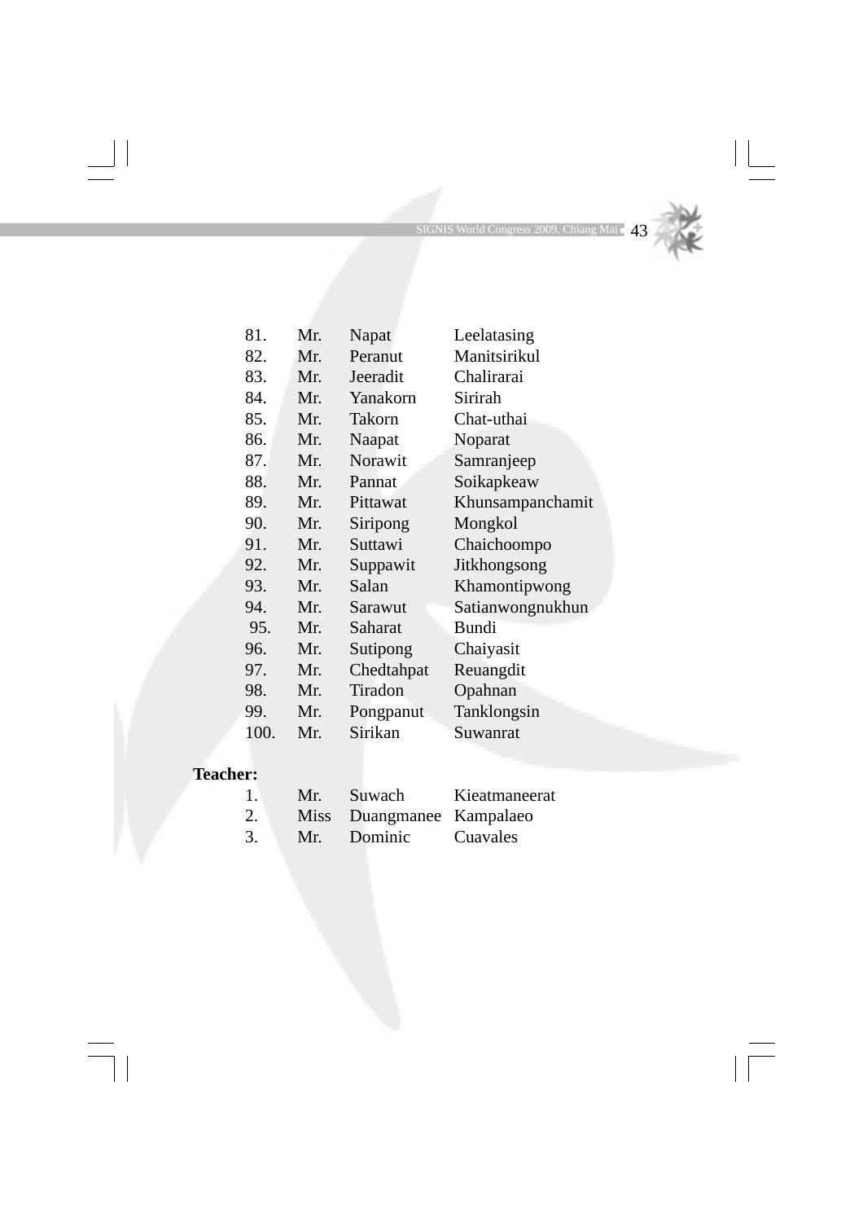| | | | |
|---|---|---|---|
| 81. | Mr. | Napat | Leelatasing |
| 82. | Mr. | Peranut | Manitsirikul |
| 83. | Mr. | Jeeradit | Chalirarai |
| 84. | Mr. | Yanakorn | Sirirah |
| 85. | Mr. | Takorn | Chat-uthai |
| 86. | Mr. | Naapat | Noparat |
| 87. | Mr. | Norawit | Samranjeep |
| 88. | Mr. | Pannat | Soikapkeaw |
| 89. | Mr. | Pittawat | Khunsampanchamit |
| 90. | Mr. | Siripong | Mongkol |
| 91. | Mr. | Suttawi | Chaichoompo |
| 92. | Mr. | Suppawit | Jitkhongsong |
| 93. | Mr. | Salan | Khamontipwong |
| 94. | Mr. | Sarawut | Satianwongnukhun |
| 95. | Mr. | Saharat | Bundi |
| 96. | Mr. | Sutipong | Chaiyasit |
| 97. | Mr. | Chedtahpat | Reuangdit |
| 98. | Mr. | Tiradon | Opahnan |
| 99. | Mr. | Pongpanut | Tanklongsin |
| 100. | Mr. | Sirikan | Suwanrat |

**Teacher:**

| | | | |
|---|---|---|---|
| 1. | Mr. | Suwach | Kieatmaneerat |
| 2. | Miss | Duangmanee | Kampalaeo |
| 3. | Mr. | Dominic | Cuavales |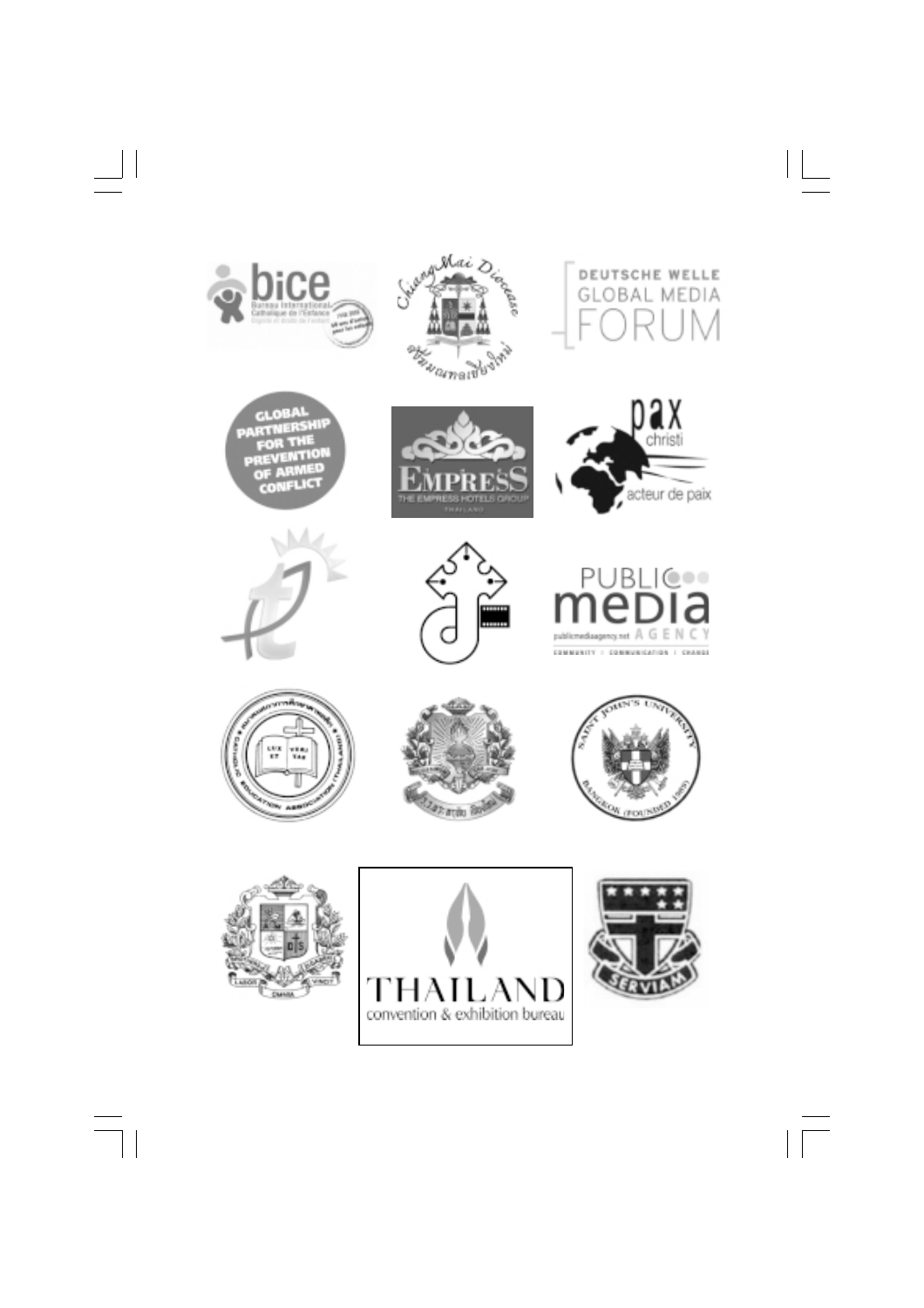bice
Bureau International Catholique de l'Enfance

Chiang Mai Diocese

DEUTSCHE WELLE
GLOBAL MEDIA
FORUM

GLOBAL PARTNERSHIP FOR THE PREVENTION OF ARMED CONFLICT

EMPRESS
THE EMPRESS HOTELS GROUP
THAILAND

pax christi
acteur de paix

PUBLIC media AGENCY
publicmediaagency.net
COMMUNITY | COMMUNICATION | CHANGE

CATHOLIC EDUCATION ASSOCIATION (THAILAND)
LUX ET VERITAS

SAINT JOHN'S UNIVERSITY
BANGKOK (FOUNDED 1989)

LABOR OMNIA VINCIT

THAILAND
convention & exhibition bureau

SERVIAM